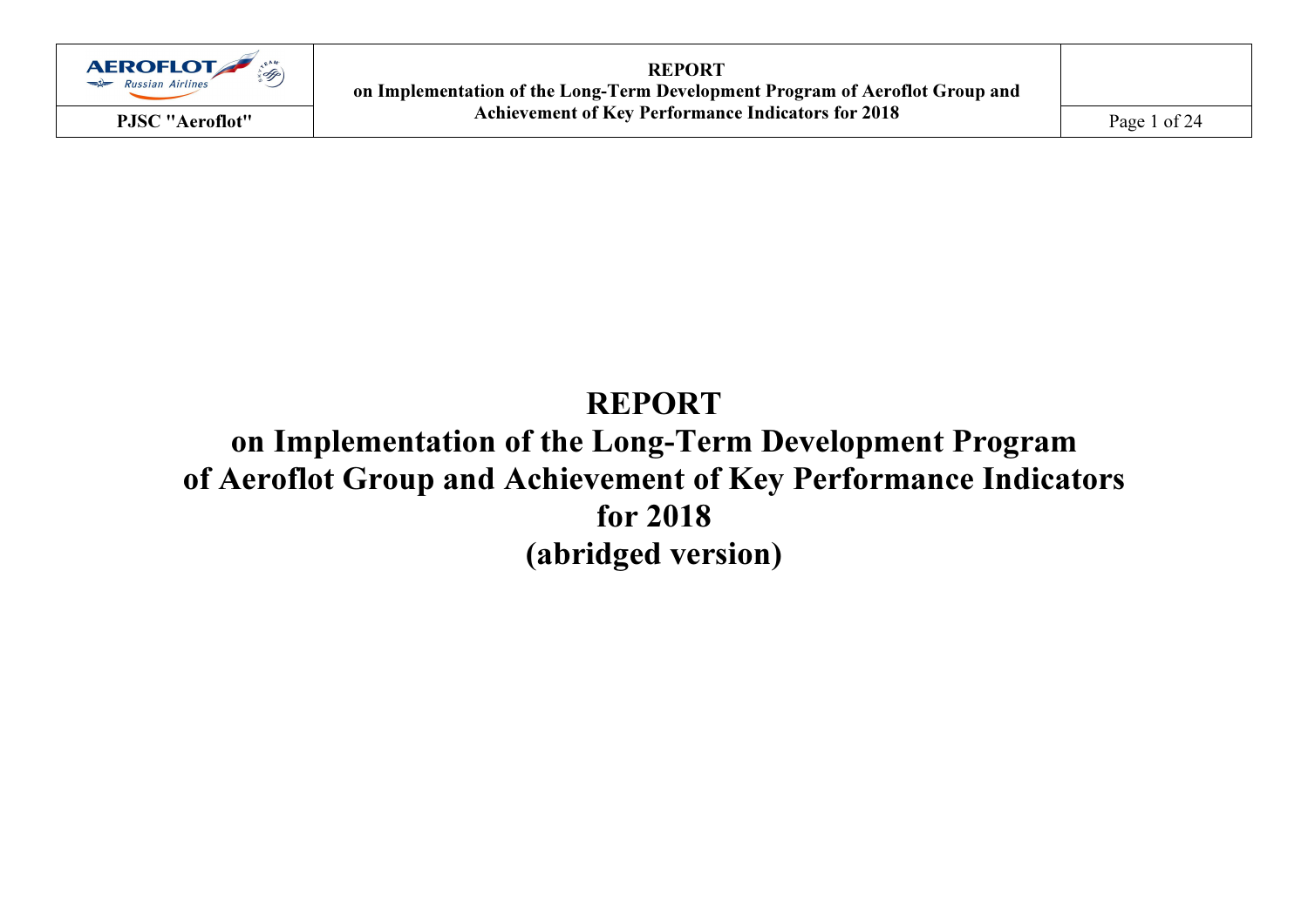# REPORT

# on Implementation of the Long-Term Development Program of Aeroflot Group and Achievement of Key Performance Indicators for 2018

# (abridged version)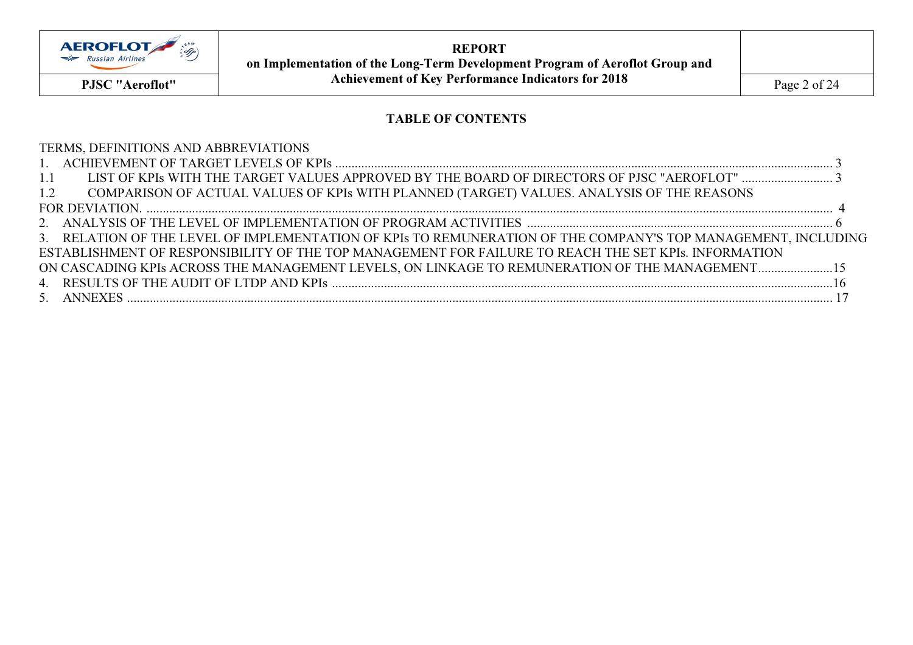## TABLE OF CONTENTS

TERMS, DEFINITIONS AND ABBREVIATIONS

1. ACHIEVEMENT OF TARGET LEVELS OF KPIs ....... 3

1.1 LIST OF KPIs WITH THE TARGET VALUES APPROVED BY THE BOARD OF DIRECTORS OF PJSC "AEROFLOT" ....... 3

1.2 COMPARISON OF ACTUAL VALUES OF KPIs WITH PLANNED (TARGET) VALUES. ANALYSIS OF THE REASONS FOR DEVIATION. ....... 4

2. ANALYSIS OF THE LEVEL OF IMPLEMENTATION OF PROGRAM ACTIVITIES ....... 6

3. RELATION OF THE LEVEL OF IMPLEMENTATION OF KPIs TO REMUNERATION OF THE COMPANY'S TOP MANAGEMENT, INCLUDING ESTABLISHMENT OF RESPONSIBILITY OF THE TOP MANAGEMENT FOR FAILURE TO REACH THE SET KPIs. INFORMATION ON CASCADING KPIs ACROSS THE MANAGEMENT LEVELS, ON LINKAGE TO REMUNERATION OF THE MANAGEMENT....... 15

4. RESULTS OF THE AUDIT OF LTDP AND KPIs ....... 16

5. ANNEXES ....... 17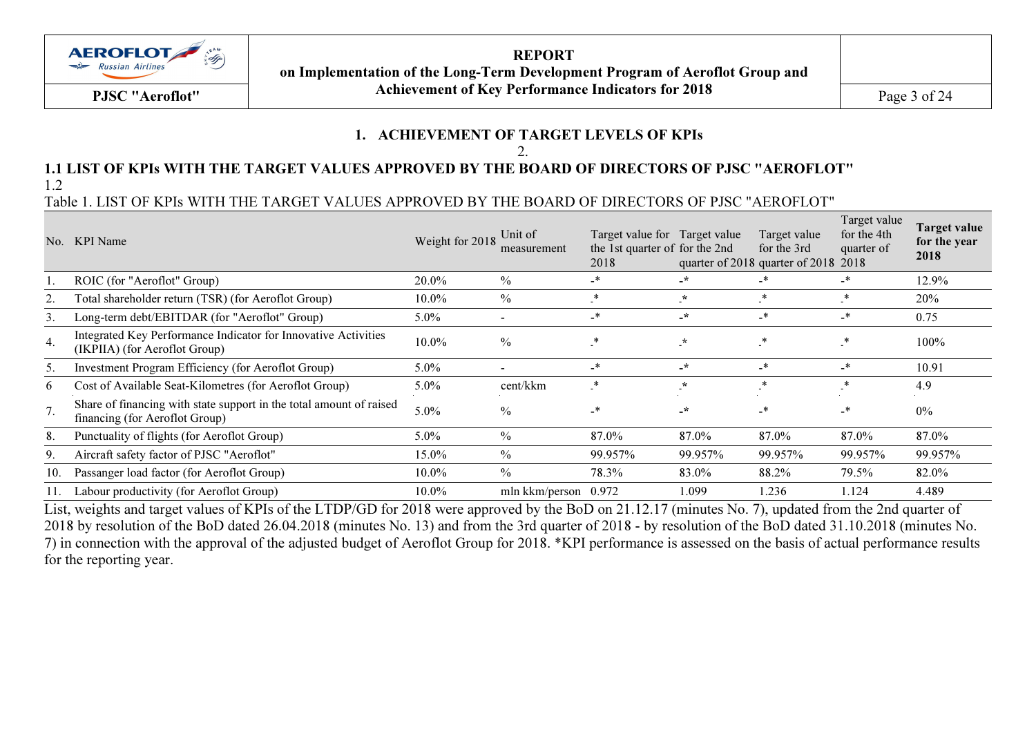# 1. ACHIEVEMENT OF TARGET LEVELS OF KPIs

2.

## 1.1 LIST OF KPIs WITH THE TARGET VALUES APPROVED BY THE BOARD OF DIRECTORS OF PJSC "AEROFLOT"

1.2

Table 1. LIST OF KPIs WITH THE TARGET VALUES APPROVED BY THE BOARD OF DIRECTORS OF PJSC "AEROFLOT"

| No. | KPI Name | Weight for 2018 | Unit of measurement | Target value for the 1st quarter of 2018 | Target value for the 2nd quarter of 2018 | Target value for the 3rd quarter of 2018 | Target value for the 4th quarter of 2018 | **Target value for the year 2018** |
|---|---|---|---|---|---|---|---|---|
| 1. | ROIC (for "Aeroflot" Group) | 20.0% | % | -* | -* | -* | -* | 12.9% |
| 2. | Total shareholder return (TSR) (for Aeroflot Group) | 10.0% | % | -* | -* | -* | -* | 20% |
| 3. | Long-term debt/EBITDAR (for "Aeroflot" Group) | 5.0% | - | -* | -* | -* | -* | 0.75 |
| 4. | Integrated Key Performance Indicator for Innovative Activities (IKPIIA) (for Aeroflot Group) | 10.0% | % | -* | -* | -* | -* | 100% |
| 5. | Investment Program Efficiency (for Aeroflot Group) | 5.0% | - | -* | -* | -* | -* | 10.91 |
| 6 | Cost of Available Seat-Kilometres (for Aeroflot Group) | 5.0% | cent/kkm | -* | -* | -* | -* | 4.9 |
| 7. | Share of financing with state support in the total amount of raised financing (for Aeroflot Group) | 5.0% | % | -* | -* | -* | -* | 0% |
| 8. | Punctuality of flights (for Aeroflot Group) | 5.0% | % | 87.0% | 87.0% | 87.0% | 87.0% | 87.0% |
| 9. | Aircraft safety factor of PJSC "Aeroflot" | 15.0% | % | 99.957% | 99.957% | 99.957% | 99.957% | 99.957% |
| 10. | Passanger load factor (for Aeroflot Group) | 10.0% | % | 78.3% | 83.0% | 88.2% | 79.5% | 82.0% |
| 11. | Labour productivity (for Aeroflot Group) | 10.0% | mln kkm/person | 0.972 | 1.099 | 1.236 | 1.124 | 4.489 |

List, weights and target values of KPIs of the LTDP/GD for 2018 were approved by the BoD on 21.12.17 (minutes No. 7), updated from the 2nd quarter of 2018 by resolution of the BoD dated 26.04.2018 (minutes No. 13) and from the 3rd quarter of 2018 - by resolution of the BoD dated 31.10.2018 (minutes No. 7) in connection with the approval of the adjusted budget of Aeroflot Group for 2018. *KPI performance is assessed on the basis of actual performance results for the reporting year.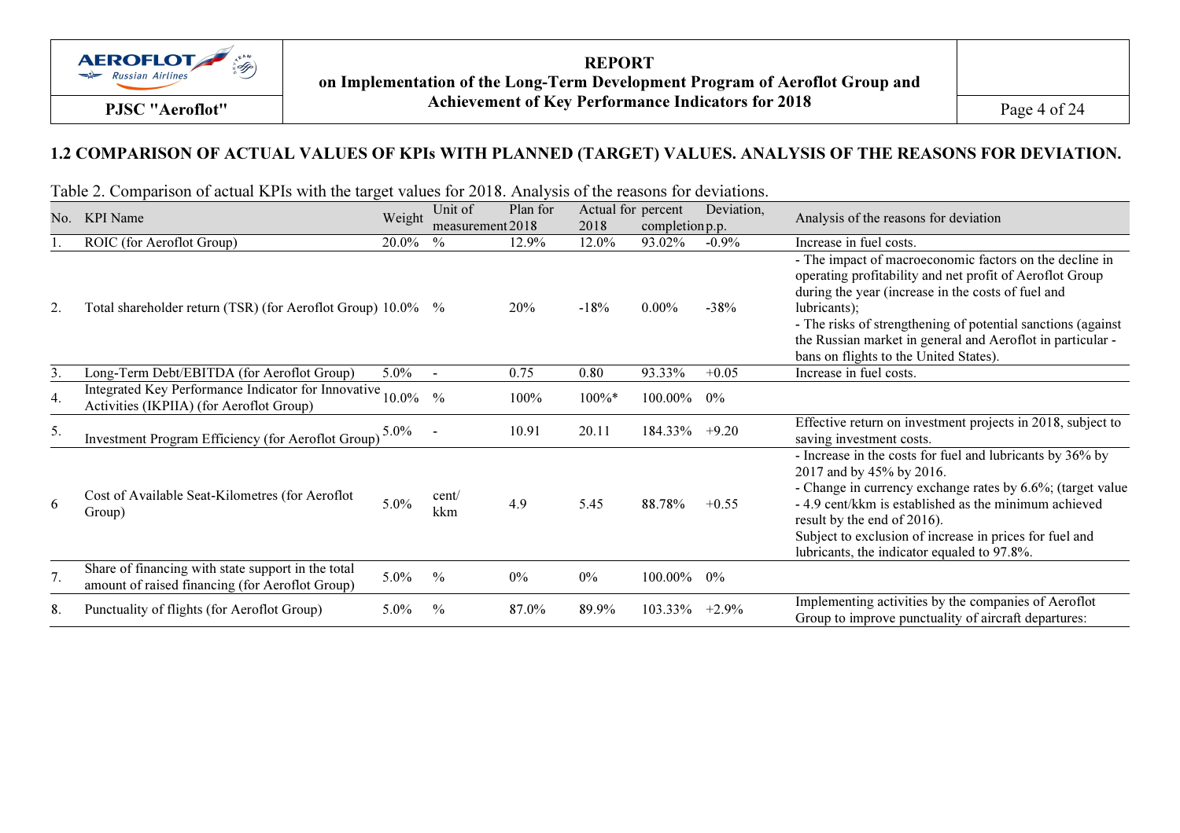## 1.2 COMPARISON OF ACTUAL VALUES OF KPIs WITH PLANNED (TARGET) VALUES. ANALYSIS OF THE REASONS FOR DEVIATION.

Table 2. Comparison of actual KPIs with the target values for 2018. Analysis of the reasons for deviations.

| No. | KPI Name | Weight | Unit of measurement | Plan for 2018 | Actual for 2018 | percent completion | Deviation, p.p. | Analysis of the reasons for deviation |
|---|---|---|---|---|---|---|---|---|
| 1. | ROIC (for Aeroflot Group) | 20.0% | % | 12.9% | 12.0% | 93.02% | -0.9% | Increase in fuel costs. |
| 2. | Total shareholder return (TSR) (for Aeroflot Group) | 10.0% | % | 20% | -18% | 0.00% | -38% | - The impact of macroeconomic factors on the decline in operating profitability and net profit of Aeroflot Group during the year (increase in the costs of fuel and lubricants);<br>- The risks of strengthening of potential sanctions (against the Russian market in general and Aeroflot in particular - bans on flights to the United States). |
| 3. | Long-Term Debt/EBITDA (for Aeroflot Group) | 5.0% | - | 0.75 | 0.80 | 93.33% | +0.05 | Increase in fuel costs. |
| 4. | Integrated Key Performance Indicator for Innovative Activities (IKPIIA) (for Aeroflot Group) | 10.0% | % | 100% | 100%* | 100.00% | 0% | |
| 5. | Investment Program Efficiency (for Aeroflot Group) | 5.0% | - | 10.91 | 20.11 | 184.33% | +9.20 | Effective return on investment projects in 2018, subject to saving investment costs. |
| 6 | Cost of Available Seat-Kilometres (for Aeroflot Group) | 5.0% | cent/ kkm | 4.9 | 5.45 | 88.78% | +0.55 | - Increase in the costs for fuel and lubricants by 36% by 2017 and by 45% by 2016.<br>- Change in currency exchange rates by 6.6%; (target value - 4.9 cent/kkm is established as the minimum achieved result by the end of 2016).<br>Subject to exclusion of increase in prices for fuel and lubricants, the indicator equaled to 97.8%. |
| 7. | Share of financing with state support in the total amount of raised financing (for Aeroflot Group) | 5.0% | % | 0% | 0% | 100.00% | 0% | |
| 8. | Punctuality of flights (for Aeroflot Group) | 5.0% | % | 87.0% | 89.9% | 103.33% | +2.9% | Implementing activities by the companies of Aeroflot Group to improve punctuality of aircraft departures: |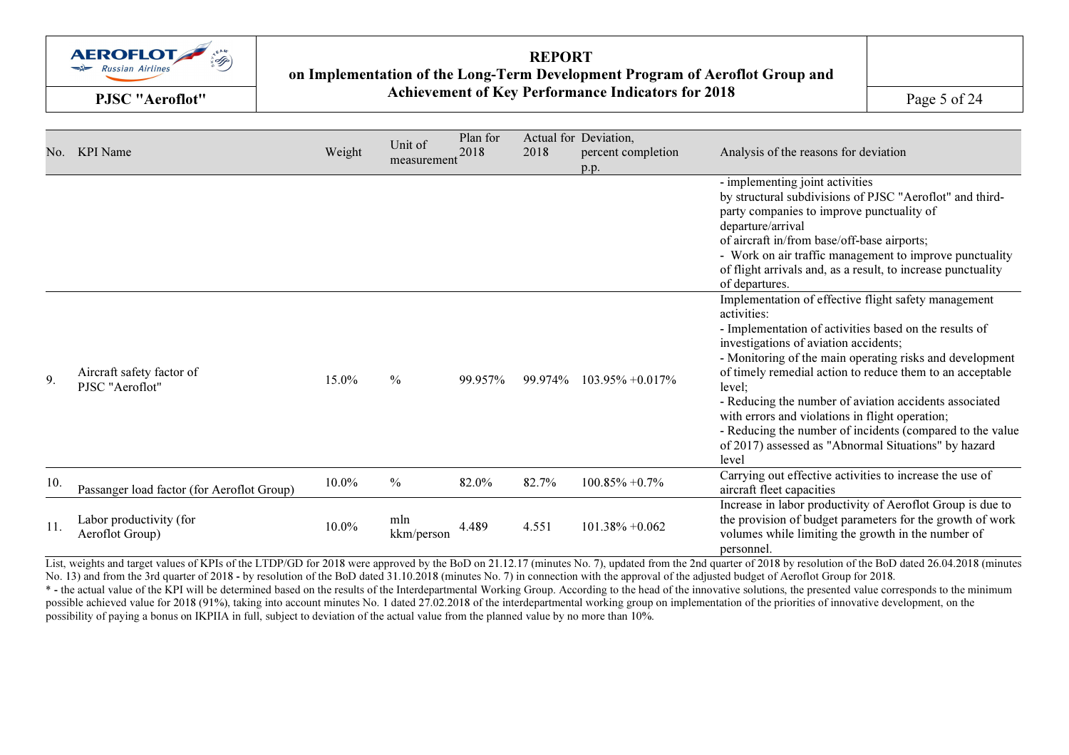| No. | KPI Name | Weight | Unit of measurement | Plan for 2018 | Actual for 2018 | Deviation, percent completion | p.p. | Analysis of the reasons for deviation |
|---|---|---|---|---|---|---|---|---|
| | | | | | | | | - implementing joint activities by structural subdivisions of PJSC "Aeroflot" and third-party companies to improve punctuality of departure/arrival of aircraft in/from base/off-base airports;<br>- Work on air traffic management to improve punctuality of flight arrivals and, as a result, to increase punctuality of departures. |
| 9. | Aircraft safety factor of PJSC "Aeroflot" | 15.0% | % | 99.957% | 99.974% | 103.95% | +0.017% | Implementation of effective flight safety management activities:<br>- Implementation of activities based on the results of investigations of aviation accidents;<br>- Monitoring of the main operating risks and development of timely remedial action to reduce them to an acceptable level;<br>- Reducing the number of aviation accidents associated with errors and violations in flight operation;<br>- Reducing the number of incidents (compared to the value of 2017) assessed as "Abnormal Situations" by hazard level |
| 10. | Passanger load factor (for Aeroflot Group) | 10.0% | % | 82.0% | 82.7% | 100.85% | +0.7% | Carrying out effective activities to increase the use of aircraft fleet capacities |
| 11. | Labor productivity (for Aeroflot Group) | 10.0% | mln kkm/person | 4.489 | 4.551 | 101.38% | +0.062 | Increase in labor productivity of Aeroflot Group is due to the provision of budget parameters for the growth of work volumes while limiting the growth in the number of personnel. |

List, weights and target values of KPIs of the LTDP/GD for 2018 were approved by the BoD on 21.12.17 (minutes No. 7), updated from the 2nd quarter of 2018 by resolution of the BoD dated 26.04.2018 (minutes No. 13) and from the 3rd quarter of 2018 - by resolution of the BoD dated 31.10.2018 (minutes No. 7) in connection with the approval of the adjusted budget of Aeroflot Group for 2018.

\* - the actual value of the KPI will be determined based on the results of the Interdepartmental Working Group. According to the head of the innovative solutions, the presented value corresponds to the minimum possible achieved value for 2018 (91%), taking into account minutes No. 1 dated 27.02.2018 of the interdepartmental working group on implementation of the priorities of innovative development, on the possibility of paying a bonus on IKPIIA in full, subject to deviation of the actual value from the planned value by no more than 10%.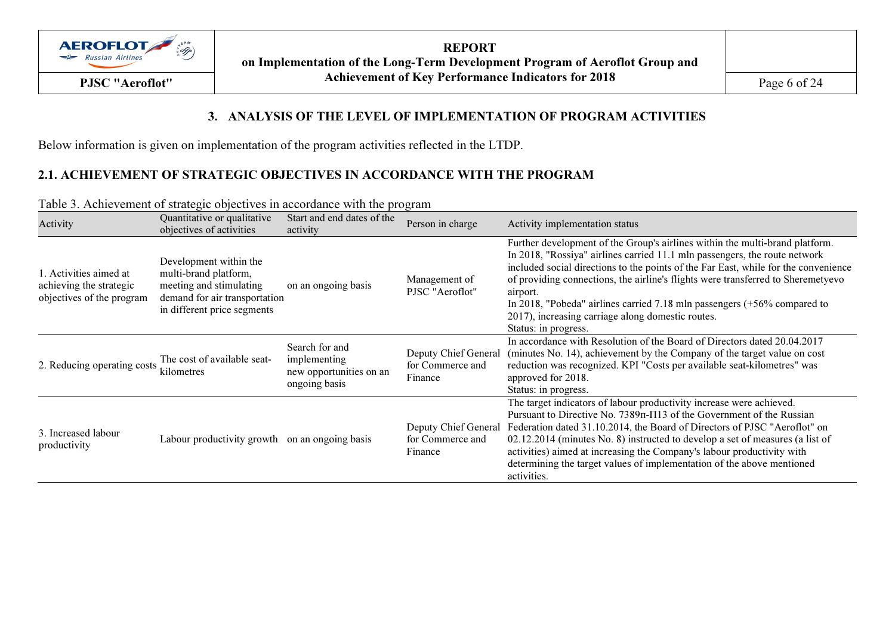## 3. ANALYSIS OF THE LEVEL OF IMPLEMENTATION OF PROGRAM ACTIVITIES

Below information is given on implementation of the program activities reflected in the LTDP.

### 2.1. ACHIEVEMENT OF STRATEGIC OBJECTIVES IN ACCORDANCE WITH THE PROGRAM

Table 3. Achievement of strategic objectives in accordance with the program

| Activity | Quantitative or qualitative objectives of activities | Start and end dates of the activity | Person in charge | Activity implementation status |
|---|---|---|---|---|
| 1. Activities aimed at achieving the strategic objectives of the program | Development within the multi-brand platform, meeting and stimulating demand for air transportation in different price segments | on an ongoing basis | Management of PJSC "Aeroflot" | Further development of the Group's airlines within the multi-brand platform. In 2018, "Rossiya" airlines carried 11.1 mln passengers, the route network included social directions to the points of the Far East, while for the convenience of providing connections, the airline's flights were transferred to Sheremetyevo airport. In 2018, "Pobeda" airlines carried 7.18 mln passengers (+56% compared to 2017), increasing carriage along domestic routes. Status: in progress. |
| 2. Reducing operating costs | The cost of available seat-kilometres | Search for and implementing new opportunities on an ongoing basis | Deputy Chief General for Commerce and Finance | In accordance with Resolution of the Board of Directors dated 20.04.2017 (minutes No. 14), achievement by the Company of the target value on cost reduction was recognized. KPI "Costs per available seat-kilometres" was approved for 2018. Status: in progress. |
| 3. Increased labour productivity | Labour productivity growth | on an ongoing basis | Deputy Chief General for Commerce and Finance | The target indicators of labour productivity increase were achieved. Pursuant to Directive No. 7389п-П13 of the Government of the Russian Federation dated 31.10.2014, the Board of Directors of PJSC "Aeroflot" on 02.12.2014 (minutes No. 8) instructed to develop a set of measures (a list of activities) aimed at increasing the Company's labour productivity with determining the target values of implementation of the above mentioned activities. |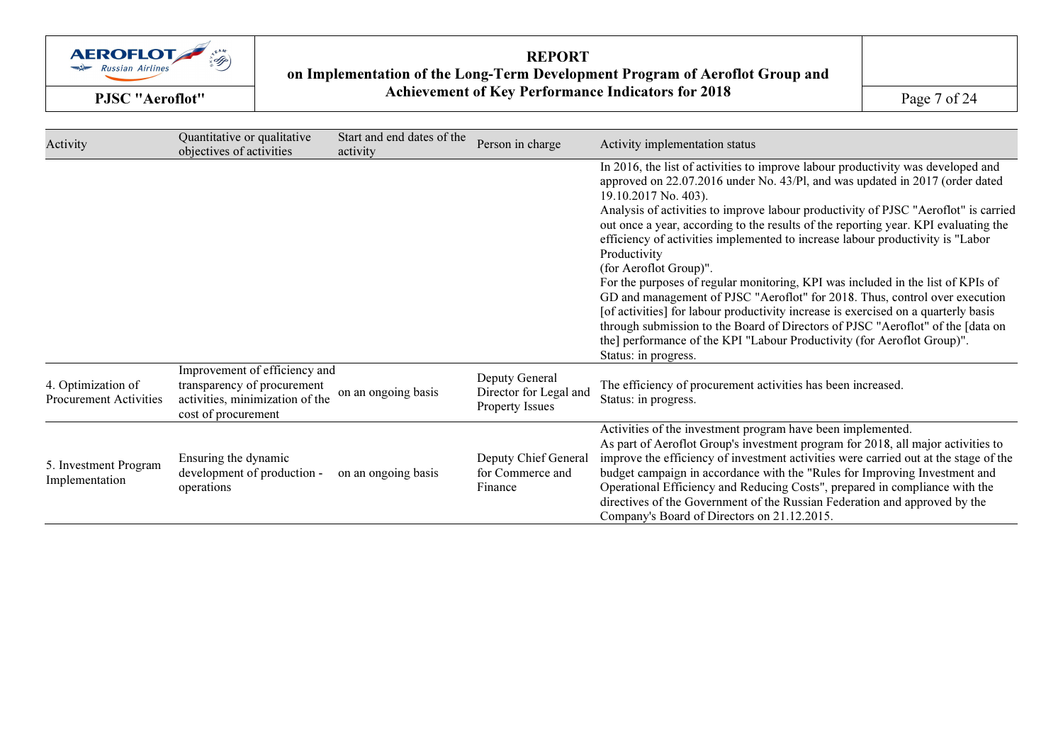| Activity | Quantitative or qualitative objectives of activities | Start and end dates of the activity | Person in charge | Activity implementation status |
|---|---|---|---|---|
| | | | | In 2016, the list of activities to improve labour productivity was developed and approved on 22.07.2016 under No. 43/Pl, and was updated in 2017 (order dated 19.10.2017 No. 403).<br>Analysis of activities to improve labour productivity of PJSC "Aeroflot" is carried out once a year, according to the results of the reporting year. KPI evaluating the efficiency of activities implemented to increase labour productivity is "Labor Productivity<br>(for Aeroflot Group)".<br>For the purposes of regular monitoring, KPI was included in the list of KPIs of GD and management of PJSC "Aeroflot" for 2018. Thus, control over execution [of activities] for labour productivity increase is exercised on a quarterly basis through submission to the Board of Directors of PJSC "Aeroflot" of the [data on the] performance of the KPI "Labour Productivity (for Aeroflot Group)".<br>Status: in progress. |
| 4. Optimization of Procurement Activities | Improvement of efficiency and transparency of procurement activities, minimization of the cost of procurement | on an ongoing basis | Deputy General Director for Legal and Property Issues | The efficiency of procurement activities has been increased.<br>Status: in progress. |
| 5. Investment Program Implementation | Ensuring the dynamic development of production - operations | on an ongoing basis | Deputy Chief General for Commerce and Finance | Activities of the investment program have been implemented.<br>As part of Aeroflot Group's investment program for 2018, all major activities to improve the efficiency of investment activities were carried out at the stage of the budget campaign in accordance with the "Rules for Improving Investment and Operational Efficiency and Reducing Costs", prepared in compliance with the directives of the Government of the Russian Federation and approved by the Company's Board of Directors on 21.12.2015. |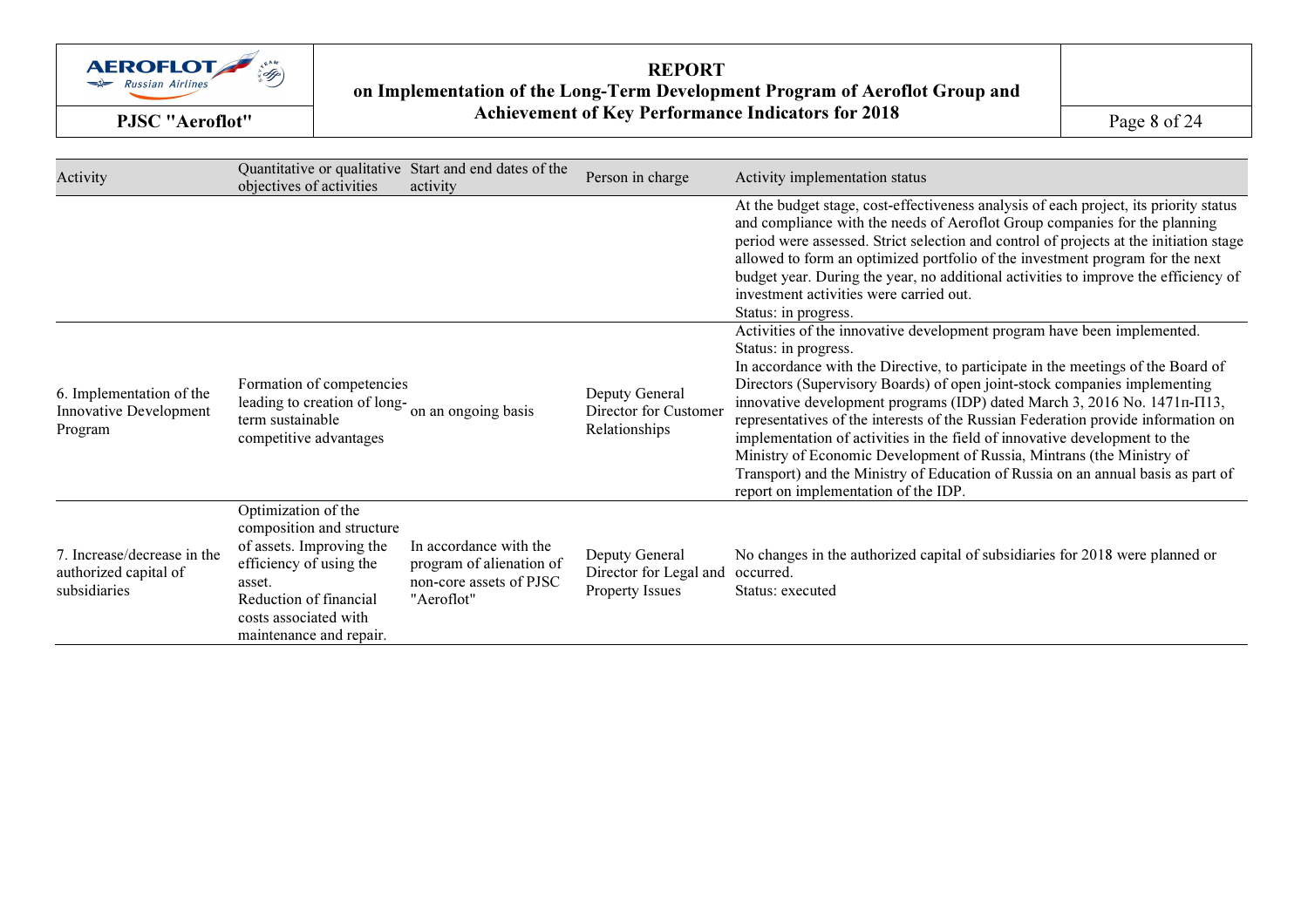| Activity | Quantitative or qualitative objectives of activities | Start and end dates of the activity | Person in charge | Activity implementation status |
|---|---|---|---|---|
| | | | | At the budget stage, cost-effectiveness analysis of each project, its priority status and compliance with the needs of Aeroflot Group companies for the planning period were assessed. Strict selection and control of projects at the initiation stage allowed to form an optimized portfolio of the investment program for the next budget year. During the year, no additional activities to improve the efficiency of investment activities were carried out.<br>Status: in progress. |
| 6. Implementation of the Innovative Development Program | Formation of competencies leading to creation of long-term sustainable competitive advantages | on an ongoing basis | Deputy General Director for Customer Relationships | Activities of the innovative development program have been implemented.<br>Status: in progress.<br>In accordance with the Directive, to participate in the meetings of the Board of Directors (Supervisory Boards) of open joint-stock companies implementing innovative development programs (IDP) dated March 3, 2016 No. 1471п-П13, representatives of the interests of the Russian Federation provide information on implementation of activities in the field of innovative development to the Ministry of Economic Development of Russia, Mintrans (the Ministry of Transport) and the Ministry of Education of Russia on an annual basis as part of report on implementation of the IDP. |
| 7. Increase/decrease in the authorized capital of subsidiaries | Optimization of the composition and structure of assets. Improving the efficiency of using the asset.<br>Reduction of financial costs associated with maintenance and repair. | In accordance with the program of alienation of non-core assets of PJSC "Aeroflot" | Deputy General Director for Legal and Property Issues | No changes in the authorized capital of subsidiaries for 2018 were planned or occurred.<br>Status: executed |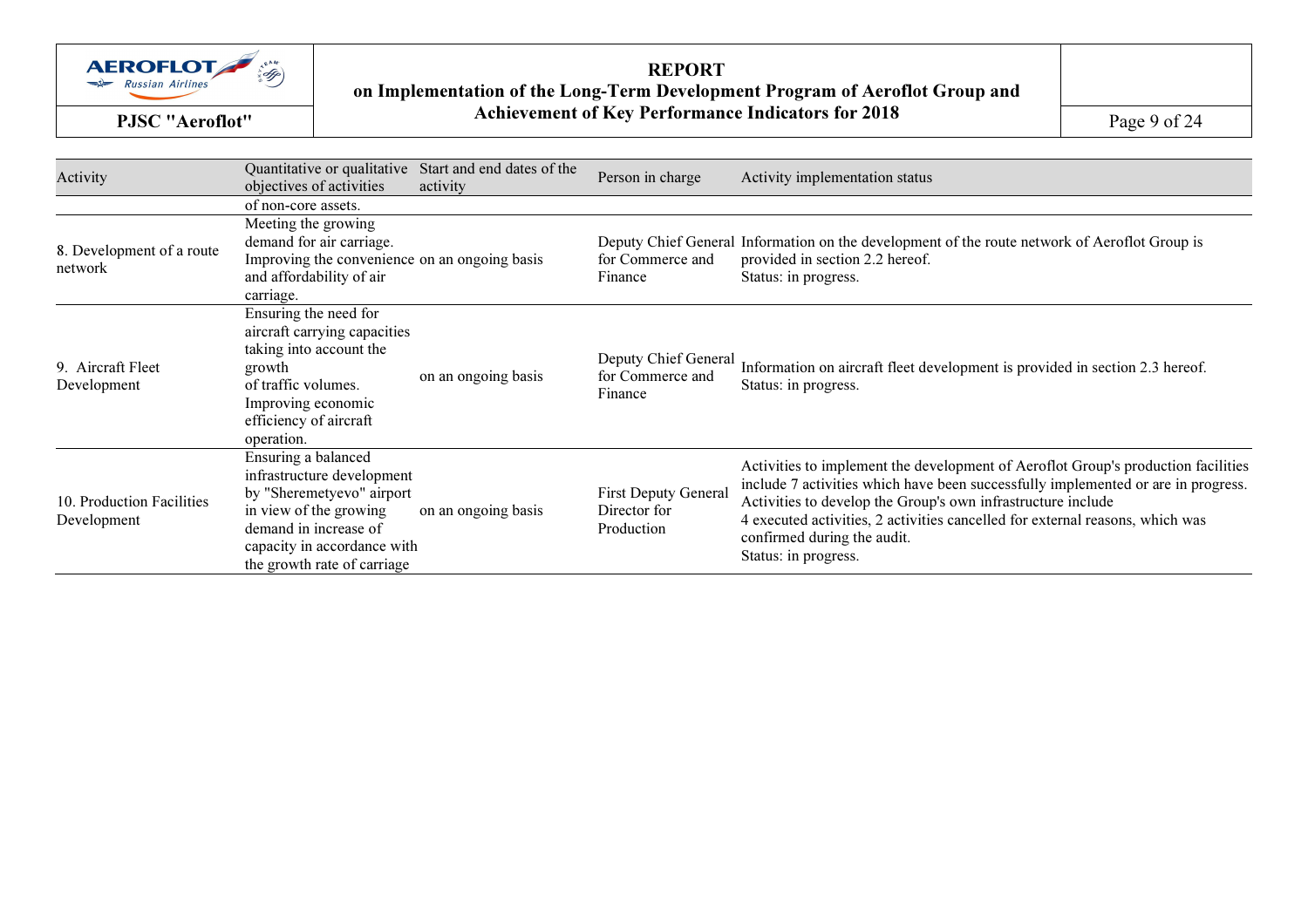| Activity | Quantitative or qualitative objectives of activities | Start and end dates of the activity | Person in charge | Activity implementation status |
|---|---|---|---|---|
| | of non-core assets. | | | |
| 8. Development of a route network | Meeting the growing demand for air carriage. Improving the convenience and affordability of air carriage. | on an ongoing basis | Deputy Chief General for Commerce and Finance | Information on the development of the route network of Aeroflot Group is provided in section 2.2 hereof. Status: in progress. |
| 9. Aircraft Fleet Development | Ensuring the need for aircraft carrying capacities taking into account the growth of traffic volumes. Improving economic efficiency of aircraft operation. | on an ongoing basis | Deputy Chief General for Commerce and Finance | Information on aircraft fleet development is provided in section 2.3 hereof. Status: in progress. |
| 10. Production Facilities Development | Ensuring a balanced infrastructure development by "Sheremetyevo" airport in view of the growing demand in increase of capacity in accordance with the growth rate of carriage | on an ongoing basis | First Deputy General Director for Production | Activities to implement the development of Aeroflot Group's production facilities include 7 activities which have been successfully implemented or are in progress. Activities to develop the Group's own infrastructure include 4 executed activities, 2 activities cancelled for external reasons, which was confirmed during the audit. Status: in progress. |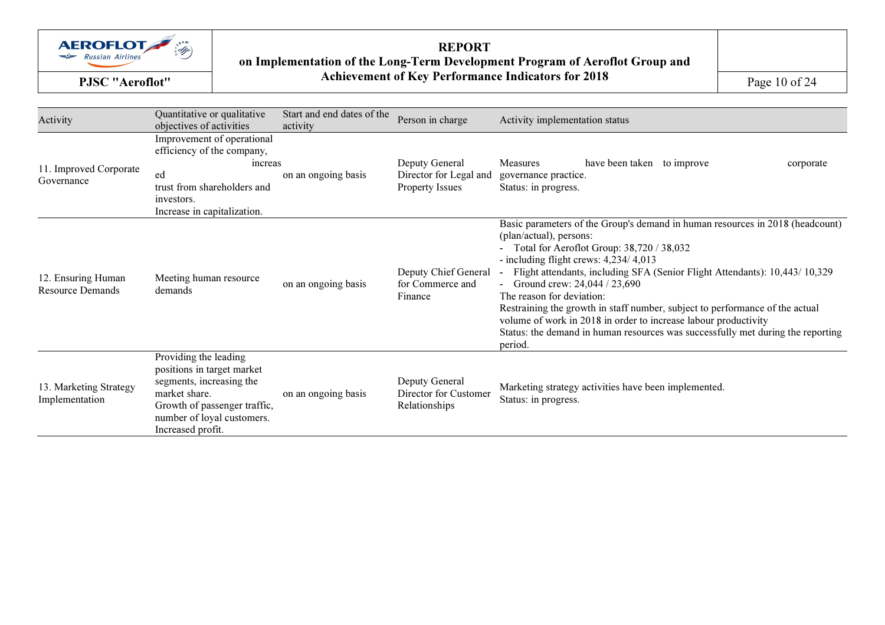| Activity | Quantitative or qualitative objectives of activities | Start and end dates of the activity | Person in charge | Activity implementation status |
|---|---|---|---|---|
| 11. Improved Corporate Governance | Improvement of operational efficiency of the company, increased trust from shareholders and investors.<br>Increase in capitalization. | on an ongoing basis | Deputy General Director for Legal and Property Issues | Measures have been taken to improve corporate governance practice.<br>Status: in progress. |
| 12. Ensuring Human Resource Demands | Meeting human resource demands | on an ongoing basis | Deputy Chief General for Commerce and Finance | Basic parameters of the Group's demand in human resources in 2018 (headcount) (plan/actual), persons:<br>- Total for Aeroflot Group: 38,720 / 38,032<br>- including flight crews: 4,234/ 4,013<br>- Flight attendants, including SFA (Senior Flight Attendants): 10,443/ 10,329<br>- Ground crew: 24,044 / 23,690<br>The reason for deviation:<br>Restraining the growth in staff number, subject to performance of the actual volume of work in 2018 in order to increase labour productivity<br>Status: the demand in human resources was successfully met during the reporting period. |
| 13. Marketing Strategy Implementation | Providing the leading positions in target market segments, increasing the market share.<br>Growth of passenger traffic, number of loyal customers.<br>Increased profit. | on an ongoing basis | Deputy General Director for Customer Relationships | Marketing strategy activities have been implemented.<br>Status: in progress. |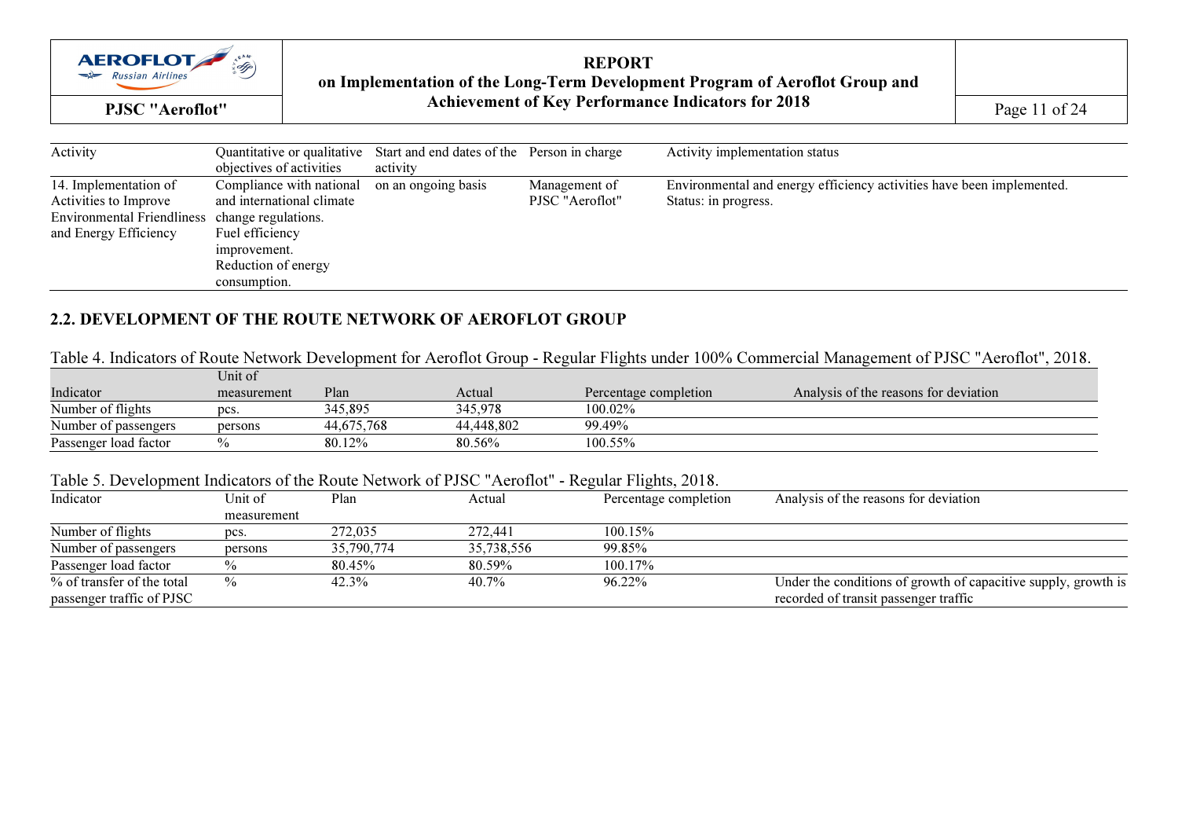| Activity | Quantitative or qualitative objectives of activities | Start and end dates of the activity | Person in charge | Activity implementation status |
|---|---|---|---|---|
| 14. Implementation of Activities to Improve Environmental Friendliness and Energy Efficiency | Compliance with national and international climate change regulations. Fuel efficiency improvement. Reduction of energy consumption. | on an ongoing basis | Management of PJSC "Aeroflot" | Environmental and energy efficiency activities have been implemented. Status: in progress. |

## 2.2. DEVELOPMENT OF THE ROUTE NETWORK OF AEROFLOT GROUP

Table 4. Indicators of Route Network Development for Aeroflot Group - Regular Flights under 100% Commercial Management of PJSC "Aeroflot", 2018.

| Indicator | Unit of measurement | Plan | Actual | Percentage completion | Analysis of the reasons for deviation |
|---|---|---|---|---|---|
| Number of flights | pcs. | 345,895 | 345,978 | 100.02% | |
| Number of passengers | persons | 44,675,768 | 44,448,802 | 99.49% | |
| Passenger load factor | % | 80.12% | 80.56% | 100.55% | |

Table 5. Development Indicators of the Route Network of PJSC "Aeroflot" - Regular Flights, 2018.

| Indicator | Unit of measurement | Plan | Actual | Percentage completion | Analysis of the reasons for deviation |
|---|---|---|---|---|---|
| Number of flights | pcs. | 272,035 | 272,441 | 100.15% | |
| Number of passengers | persons | 35,790,774 | 35,738,556 | 99.85% | |
| Passenger load factor | % | 80.45% | 80.59% | 100.17% | |
| % of transfer of the total passenger traffic of PJSC | % | 42.3% | 40.7% | 96.22% | Under the conditions of growth of capacitive supply, growth is recorded of transit passenger traffic |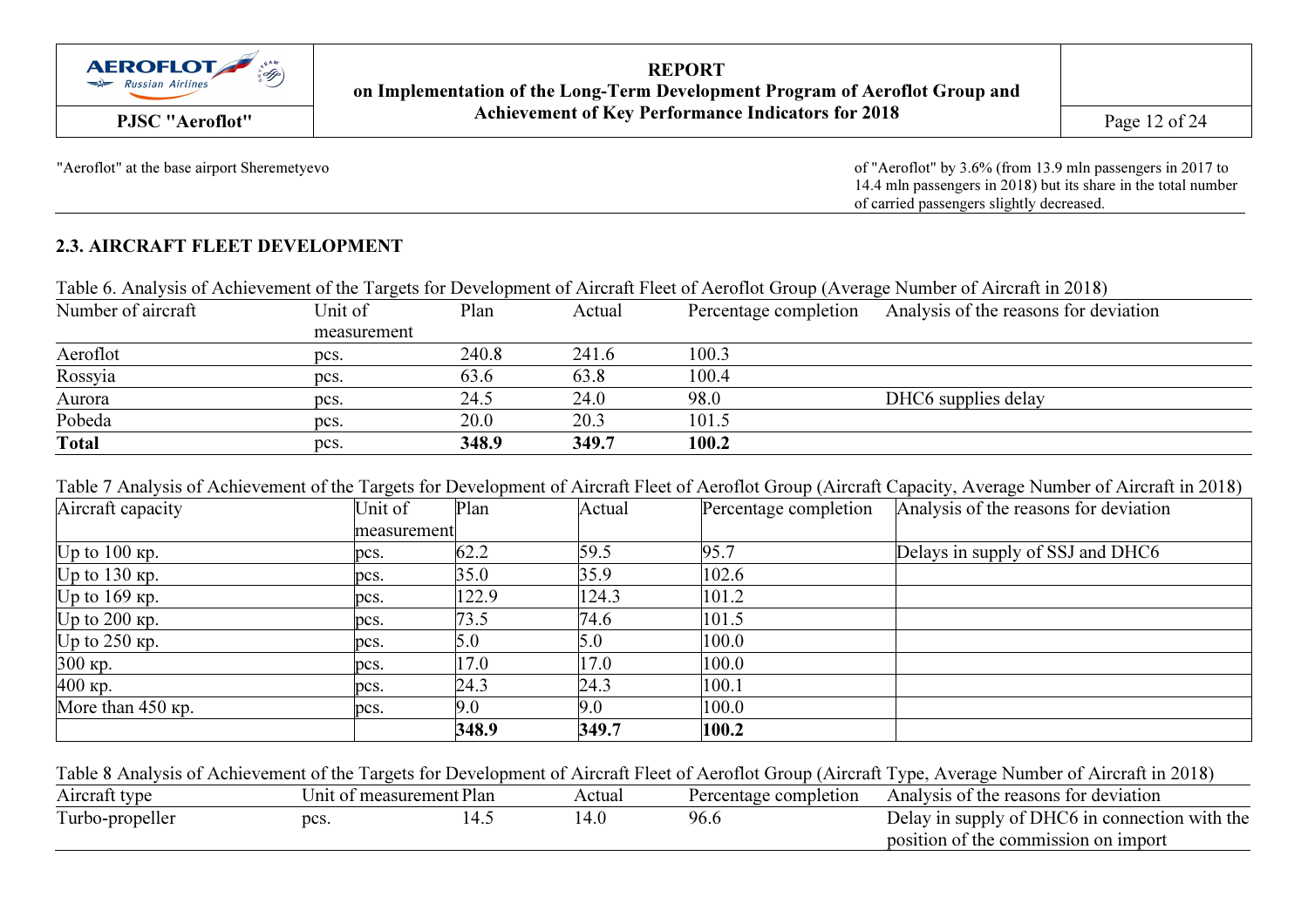| | |
|---|---|
| "Aeroflot" at the base airport Sheremetyevo | of "Aeroflot" by 3.6% (from 13.9 mln passengers in 2017 to 14.4 mln passengers in 2018) but its share in the total number of carried passengers slightly decreased. |

## 2.3. AIRCRAFT FLEET DEVELOPMENT

Table 6. Analysis of Achievement of the Targets for Development of Aircraft Fleet of Aeroflot Group (Average Number of Aircraft in 2018)

| Number of aircraft | Unit of measurement | Plan | Actual | Percentage completion | Analysis of the reasons for deviation |
|---|---|---|---|---|---|
| Aeroflot | pcs. | 240.8 | 241.6 | 100.3 | |
| Rossyia | pcs. | 63.6 | 63.8 | 100.4 | |
| Aurora | pcs. | 24.5 | 24.0 | 98.0 | DHC6 supplies delay |
| Pobeda | pcs. | 20.0 | 20.3 | 101.5 | |
| **Total** | pcs. | **348.9** | **349.7** | **100.2** | |

Table 7 Analysis of Achievement of the Targets for Development of Aircraft Fleet of Aeroflot Group (Aircraft Capacity, Average Number of Aircraft in 2018)

| Aircraft capacity | Unit of measurement | Plan | Actual | Percentage completion | Analysis of the reasons for deviation |
|---|---|---|---|---|---|
| Up to 100 кр. | pcs. | 62.2 | 59.5 | 95.7 | Delays in supply of SSJ and DHC6 |
| Up to 130 кр. | pcs. | 35.0 | 35.9 | 102.6 | |
| Up to 169 кр. | pcs. | 122.9 | 124.3 | 101.2 | |
| Up to 200 кр. | pcs. | 73.5 | 74.6 | 101.5 | |
| Up to 250 кр. | pcs. | 5.0 | 5.0 | 100.0 | |
| 300 кр. | pcs. | 17.0 | 17.0 | 100.0 | |
| 400 кр. | pcs. | 24.3 | 24.3 | 100.1 | |
| More than 450 кр. | pcs. | 9.0 | 9.0 | 100.0 | |
| | | **348.9** | **349.7** | **100.2** | |

Table 8 Analysis of Achievement of the Targets for Development of Aircraft Fleet of Aeroflot Group (Aircraft Type, Average Number of Aircraft in 2018)

| Aircraft type | Unit of measurement | Plan | Actual | Percentage completion | Analysis of the reasons for deviation |
|---|---|---|---|---|---|
| Turbo-propeller | pcs. | 14.5 | 14.0 | 96.6 | Delay in supply of DHC6 in connection with the position of the commission on import |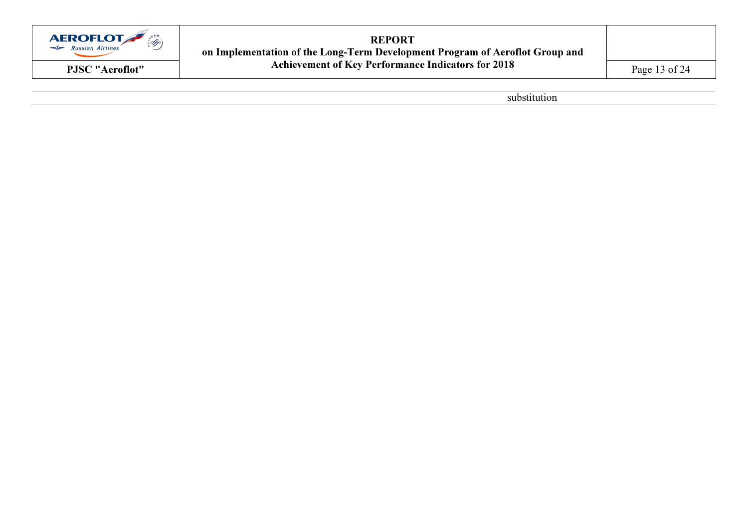| | | |
|---|---|---|
| | substitution | |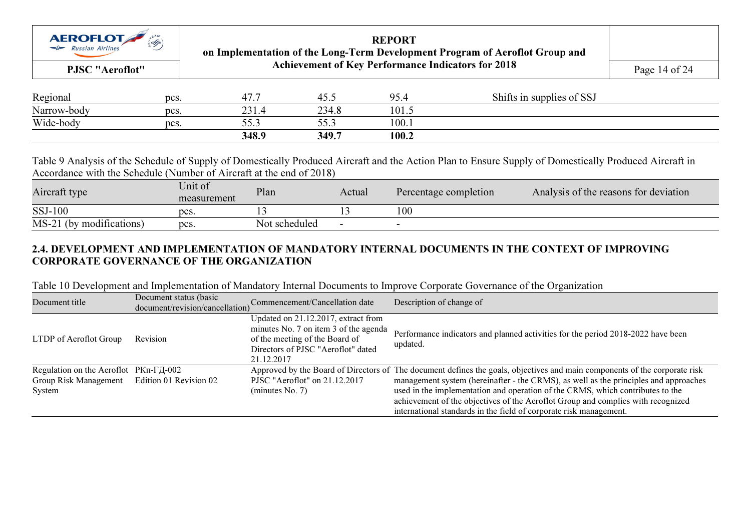| | | | | | |
|---|---|---|---|---|---|
| Regional | pcs. | 47.7 | 45.5 | 95.4 | Shifts in supplies of SSJ |
| Narrow-body | pcs. | 231.4 | 234.8 | 101.5 | |
| Wide-body | pcs. | 55.3 | 55.3 | 100.1 | |
| | | **348.9** | **349.7** | **100.2** | |

Table 9 Analysis of the Schedule of Supply of Domestically Produced Aircraft and the Action Plan to Ensure Supply of Domestically Produced Aircraft in Accordance with the Schedule (Number of Aircraft at the end of 2018)

| Aircraft type | Unit of measurement | Plan | Actual | Percentage completion | Analysis of the reasons for deviation |
|---|---|---|---|---|---|
| SSJ-100 | pcs. | 13 | 13 | 100 | |
| MS-21 (by modifications) | pcs. | Not scheduled | - | - | |

## 2.4. DEVELOPMENT AND IMPLEMENTATION OF MANDATORY INTERNAL DOCUMENTS IN THE CONTEXT OF IMPROVING CORPORATE GOVERNANCE OF THE ORGANIZATION

Table 10 Development and Implementation of Mandatory Internal Documents to Improve Corporate Governance of the Organization

| Document title | Document status (basic document/revision/cancellation) | Commencement/Cancellation date | Description of change of |
|---|---|---|---|
| LTDP of Aeroflot Group | Revision | Updated on 21.12.2017, extract from minutes No. 7 on item 3 of the agenda of the meeting of the Board of Directors of PJSC "Aeroflot" dated 21.12.2017 | Performance indicators and planned activities for the period 2018-2022 have been updated. |
| Regulation on the Aeroflot Group Risk Management System | РКп-ГД-002 Edition 01 Revision 02 | Approved by the Board of Directors of PJSC "Aeroflot" on 21.12.2017 (minutes No. 7) | The document defines the goals, objectives and main components of the corporate risk management system (hereinafter - the CRMS), as well as the principles and approaches used in the implementation and operation of the CRMS, which contributes to the achievement of the objectives of the Aeroflot Group and complies with recognized international standards in the field of corporate risk management. |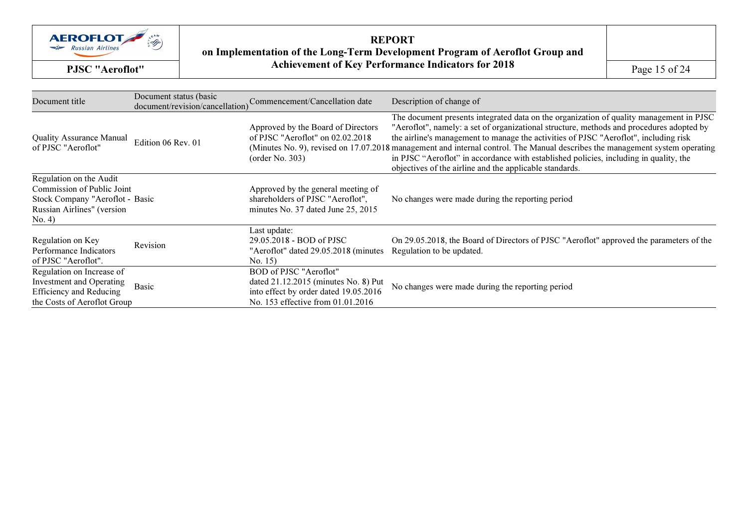| Document title | Document status (basic document/revision/cancellation) | Commencement/Cancellation date | Description of change of |
|---|---|---|---|
| Quality Assurance Manual of PJSC "Aeroflot" | Edition 06 Rev. 01 | Approved by the Board of Directors of PJSC "Aeroflot" on 02.02.2018 (Minutes No. 9), revised on 17.07.2018 (order No. 303) | The document presents integrated data on the organization of quality management in PJSC "Aeroflot", namely: a set of organizational structure, methods and procedures adopted by the airline's management to manage the activities of PJSC "Aeroflot", including risk management and internal control. The Manual describes the management system operating in PJSC "Aeroflot" in accordance with established policies, including in quality, the objectives of the airline and the applicable standards. |
| Regulation on the Audit Commission of Public Joint Stock Company "Aeroflot - Russian Airlines" (version No. 4) | Basic | Approved by the general meeting of shareholders of PJSC "Aeroflot", minutes No. 37 dated June 25, 2015 | No changes were made during the reporting period |
| Regulation on Key Performance Indicators of PJSC "Aeroflot". | Revision | Last update: 29.05.2018 - BOD of PJSC "Aeroflot" dated 29.05.2018 (minutes No. 15) | On 29.05.2018, the Board of Directors of PJSC "Aeroflot" approved the parameters of the Regulation to be updated. |
| Regulation on Increase of Investment and Operating Efficiency and Reducing the Costs of Aeroflot Group | Basic | BOD of PJSC "Aeroflot" dated 21.12.2015 (minutes No. 8) Put into effect by order dated 19.05.2016 No. 153 effective from 01.01.2016 | No changes were made during the reporting period |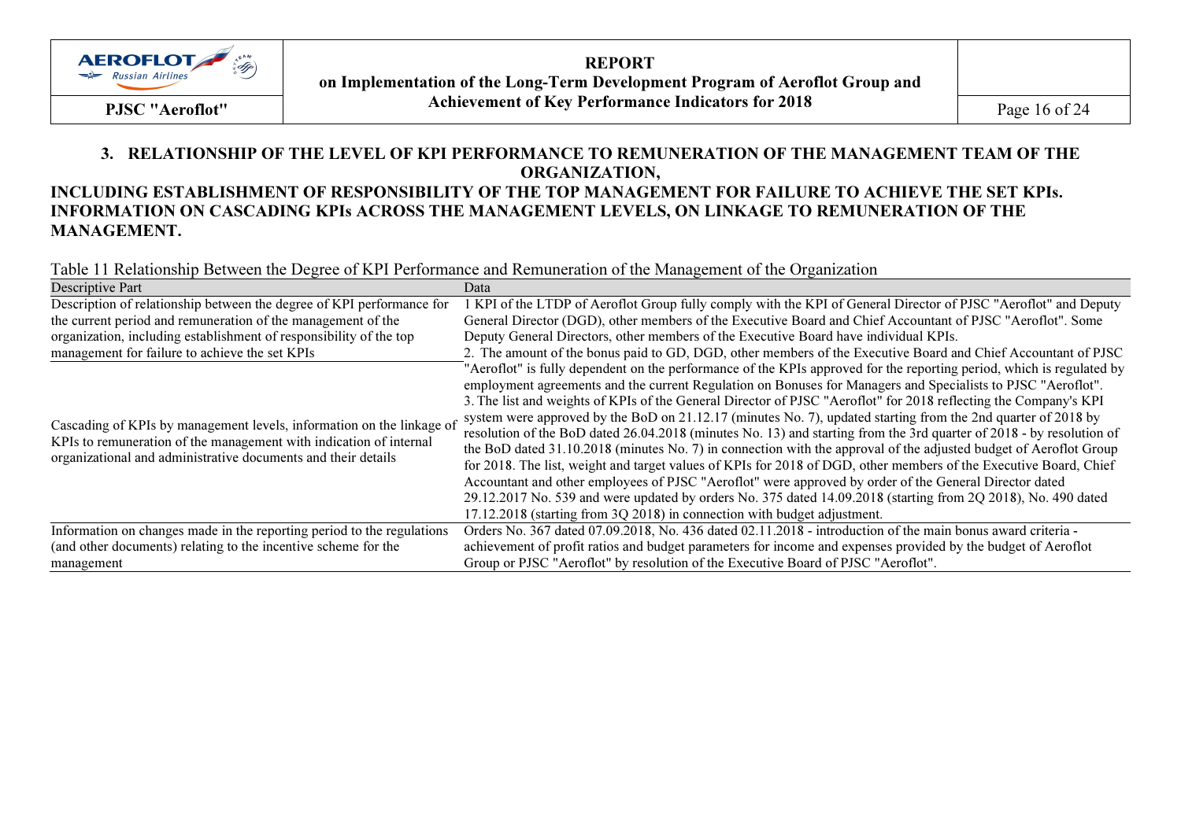## 3. RELATIONSHIP OF THE LEVEL OF KPI PERFORMANCE TO REMUNERATION OF THE MANAGEMENT TEAM OF THE ORGANIZATION,

**INCLUDING ESTABLISHMENT OF RESPONSIBILITY OF THE TOP MANAGEMENT FOR FAILURE TO ACHIEVE THE SET KPIs. INFORMATION ON CASCADING KPIs ACROSS THE MANAGEMENT LEVELS, ON LINKAGE TO REMUNERATION OF THE MANAGEMENT.**

Table 11 Relationship Between the Degree of KPI Performance and Remuneration of the Management of the Organization

| Descriptive Part | Data |
|---|---|
| Description of relationship between the degree of KPI performance for the current period and remuneration of the management of the organization, including establishment of responsibility of the top management for failure to achieve the set KPIs<br><br>Cascading of KPIs by management levels, information on the linkage of KPIs to remuneration of the management with indication of internal organizational and administrative documents and their details | 1 KPI of the LTDP of Aeroflot Group fully comply with the KPI of General Director of PJSC "Aeroflot" and Deputy General Director (DGD), other members of the Executive Board and Chief Accountant of PJSC "Aeroflot". Some Deputy General Directors, other members of the Executive Board have individual KPIs.<br>2. The amount of the bonus paid to GD, DGD, other members of the Executive Board and Chief Accountant of PJSC "Aeroflot" is fully dependent on the performance of the KPIs approved for the reporting period, which is regulated by employment agreements and the current Regulation on Bonuses for Managers and Specialists to PJSC "Aeroflot".<br>3. The list and weights of KPIs of the General Director of PJSC "Aeroflot" for 2018 reflecting the Company's KPI system were approved by the BoD on 21.12.17 (minutes No. 7), updated starting from the 2nd quarter of 2018 by resolution of the BoD dated 26.04.2018 (minutes No. 13) and starting from the 3rd quarter of 2018 - by resolution of the BoD dated 31.10.2018 (minutes No. 7) in connection with the approval of the adjusted budget of Aeroflot Group for 2018. The list, weight and target values of KPIs for 2018 of DGD, other members of the Executive Board, Chief Accountant and other employees of PJSC "Aeroflot" were approved by order of the General Director dated 29.12.2017 No. 539 and were updated by orders No. 375 dated 14.09.2018 (starting from 2Q 2018), No. 490 dated 17.12.2018 (starting from 3Q 2018) in connection with budget adjustment. |
| Information on changes made in the reporting period to the regulations (and other documents) relating to the incentive scheme for the management | Orders No. 367 dated 07.09.2018, No. 436 dated 02.11.2018 - introduction of the main bonus award criteria - achievement of profit ratios and budget parameters for income and expenses provided by the budget of Aeroflot Group or PJSC "Aeroflot" by resolution of the Executive Board of PJSC "Aeroflot". |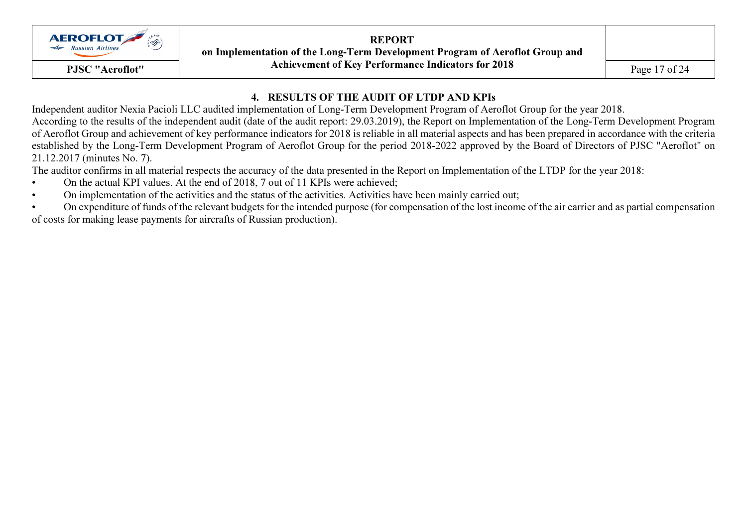## 4. RESULTS OF THE AUDIT OF LTDP AND KPIs

Independent auditor Nexia Pacioli LLC audited implementation of Long-Term Development Program of Aeroflot Group for the year 2018.

According to the results of the independent audit (date of the audit report: 29.03.2019), the Report on Implementation of the Long-Term Development Program of Aeroflot Group and achievement of key performance indicators for 2018 is reliable in all material aspects and has been prepared in accordance with the criteria established by the Long-Term Development Program of Aeroflot Group for the period 2018-2022 approved by the Board of Directors of PJSC "Aeroflot" on 21.12.2017 (minutes No. 7).

The auditor confirms in all material respects the accuracy of the data presented in the Report on Implementation of the LTDP for the year 2018:

- On the actual KPI values. At the end of 2018, 7 out of 11 KPIs were achieved;
- On implementation of the activities and the status of the activities. Activities have been mainly carried out;
- On expenditure of funds of the relevant budgets for the intended purpose (for compensation of the lost income of the air carrier and as partial compensation of costs for making lease payments for aircrafts of Russian production).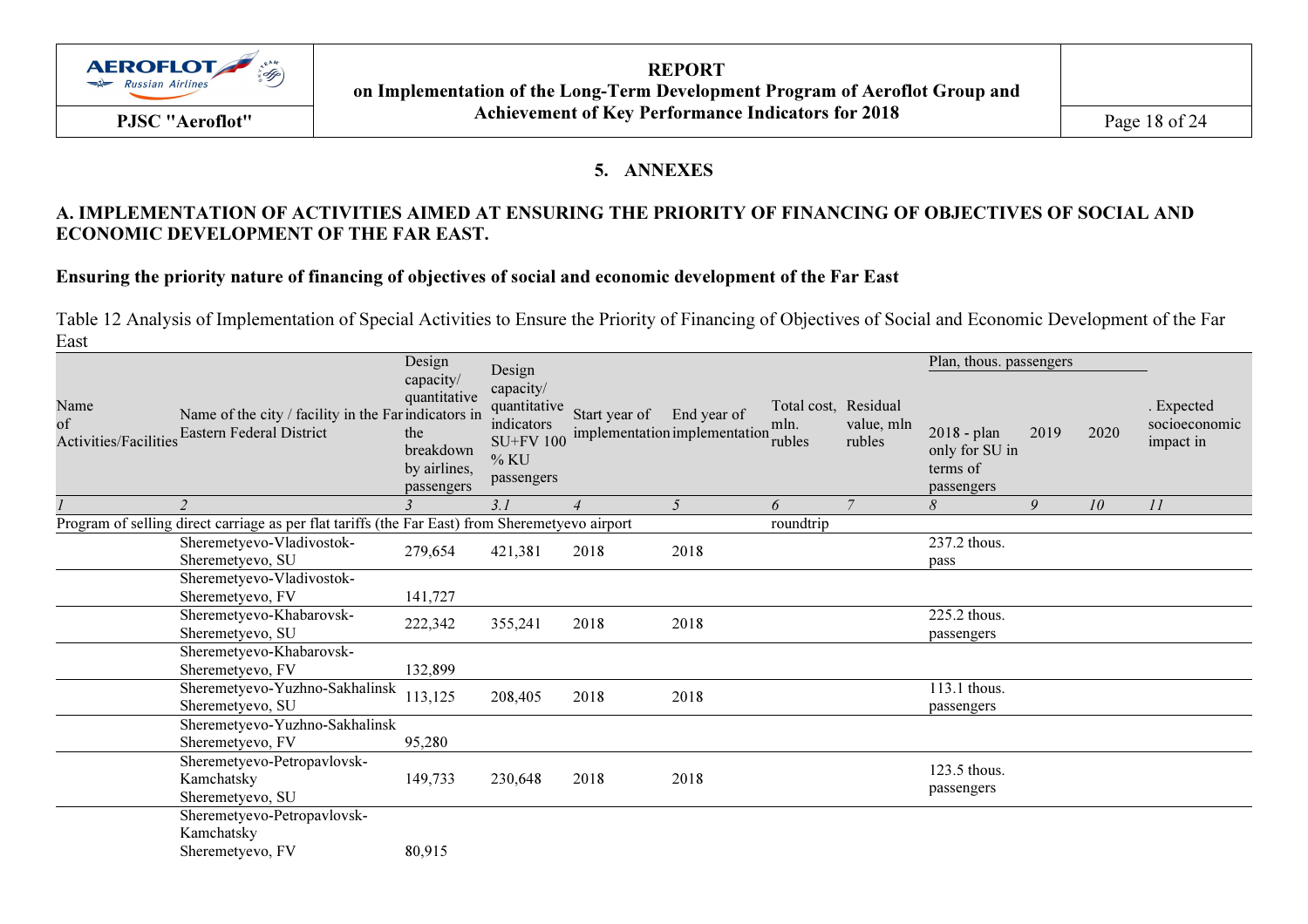## 5. ANNEXES

### A. IMPLEMENTATION OF ACTIVITIES AIMED AT ENSURING THE PRIORITY OF FINANCING OF OBJECTIVES OF SOCIAL AND ECONOMIC DEVELOPMENT OF THE FAR EAST.

**Ensuring the priority nature of financing of objectives of social and economic development of the Far East**

Table 12 Analysis of Implementation of Special Activities to Ensure the Priority of Financing of Objectives of Social and Economic Development of the Far East

| Name of Activities/Facilities | Name of the city / facility in the Far Eastern Federal District | Design capacity/ quantitative indicators in the breakdown by airlines, passengers | Design capacity/ quantitative indicators SU+FV 100 % KU passengers | Start year of implementation | End year of implementation | Total cost, mln. rubles | Residual value, mln rubles | Plan, thous. passengers | | | . Expected socioeconomic impact in |
|---|---|---|---|---|---|---|---|---|---|---|---|
| | | | | | | | | 2018 - plan only for SU in terms of passengers | 2019 | 2020 | |
| *1* | *2* | *3* | *3.1* | *4* | *5* | *6* | *7* | *8* | *9* | *10* | *11* |
| Program of selling direct carriage as per flat tariffs (the Far East) from Sheremetyevo airport | | | | | | roundtrip | | | | | |
| | Sheremetyevo-Vladivostok-Sheremetyevo, SU | 279,654 | 421,381 | 2018 | 2018 | | | 237.2 thous. pass | | | |
| | Sheremetyevo-Vladivostok-Sheremetyevo, FV | 141,727 | | | | | | | | | |
| | Sheremetyevo-Khabarovsk-Sheremetyevo, SU | 222,342 | 355,241 | 2018 | 2018 | | | 225.2 thous. passengers | | | |
| | Sheremetyevo-Khabarovsk-Sheremetyevo, FV | 132,899 | | | | | | | | | |
| | Sheremetyevo-Yuzhno-Sakhalinsk Sheremetyevo, SU | 113,125 | 208,405 | 2018 | 2018 | | | 113.1 thous. passengers | | | |
| | Sheremetyevo-Yuzhno-Sakhalinsk Sheremetyevo, FV | 95,280 | | | | | | | | | |
| | Sheremetyevo-Petropavlovsk-Kamchatsky Sheremetyevo, SU | 149,733 | 230,648 | 2018 | 2018 | | | 123.5 thous. passengers | | | |
| | Sheremetyevo-Petropavlovsk-Kamchatsky Sheremetyevo, FV | 80,915 | | | | | | | | | |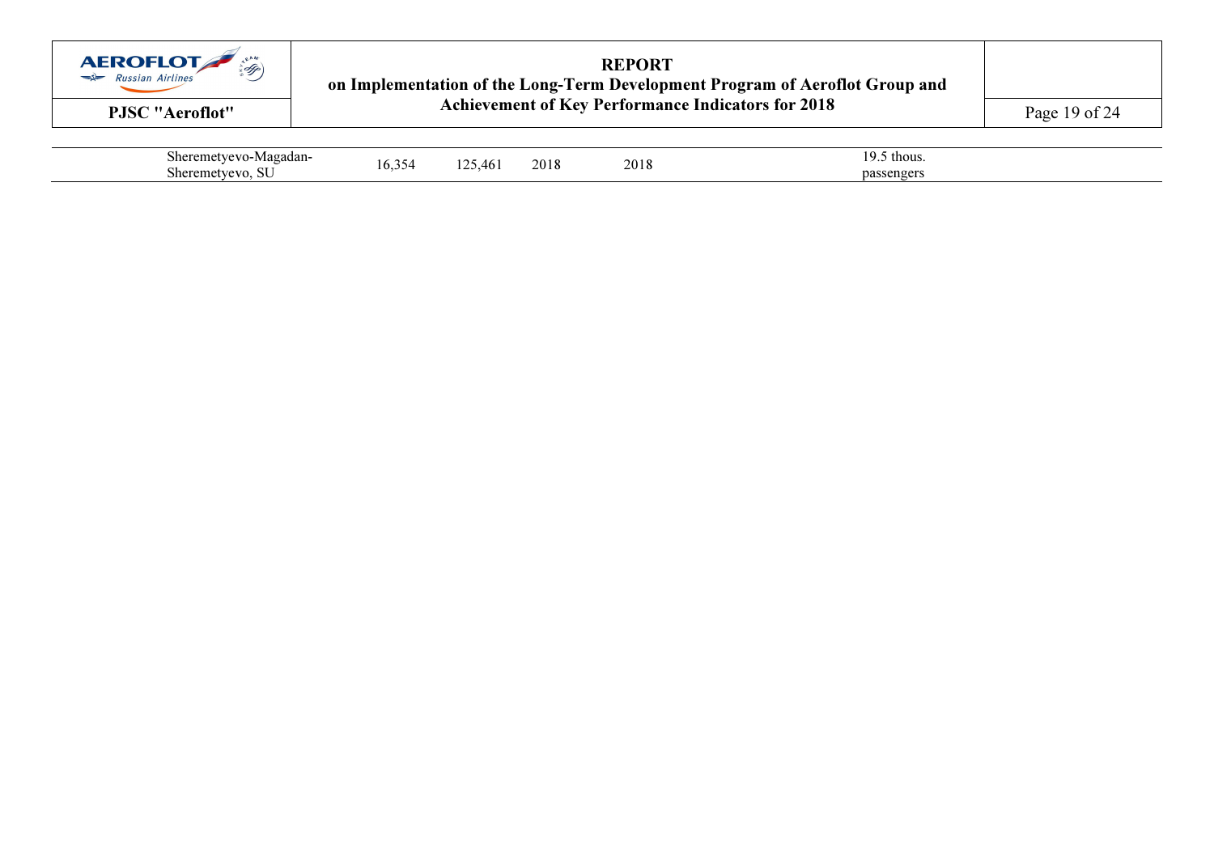| | | | | | | |
|---|---|---|---|---|---|---|
| Sheremetyevo-Magadan-Sheremetyevo, SU | 16,354 | 125,461 | 2018 | 2018 | | 19.5 thous. passengers |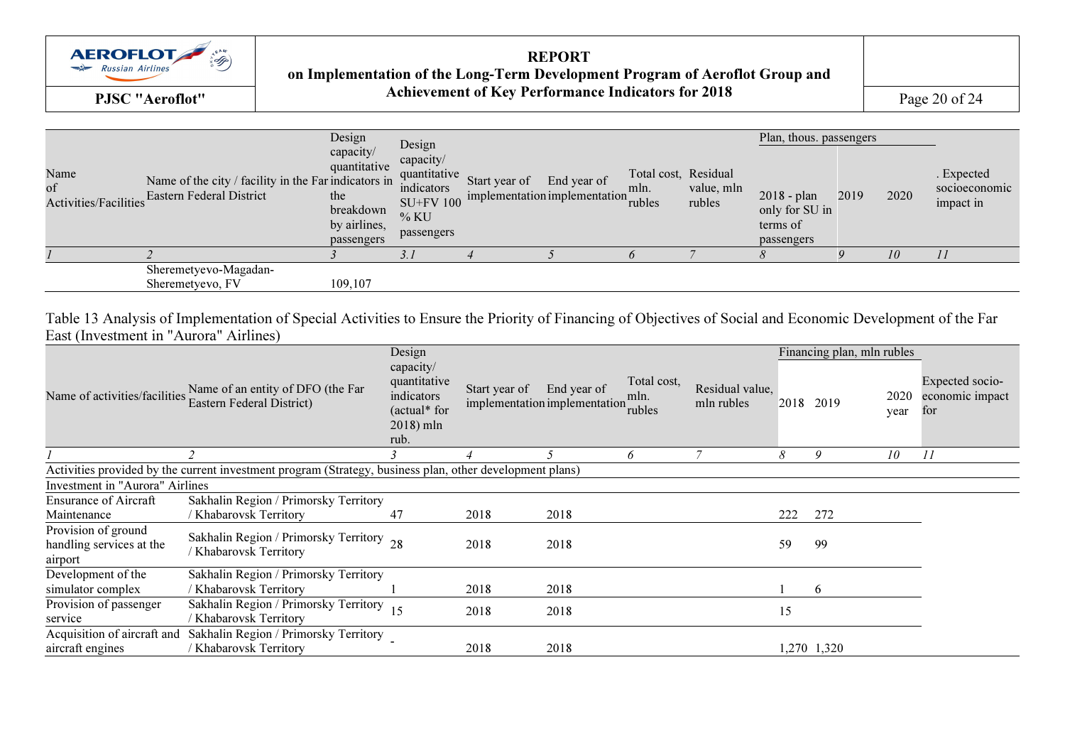| Name of Activities/Facilities | Name of the city / facility in the Far Eastern Federal District | Design capacity/ quantitative indicators in the breakdown by airlines, passengers | Design capacity/ quantitative indicators SU+FV 100 % KU passengers | Start year of implementation | End year of implementation | Total cost, mln. rubles | Residual value, mln rubles | Plan, thous. passengers | | | . Expected socioeconomic impact in |
|---|---|---|---|---|---|---|---|---|---|---|---|
| | | | | | | | | 2018 - plan only for SU in terms of passengers | 2019 | 2020 | |
| *1* | *2* | *3* | *3.1* | *4* | *5* | *6* | *7* | *8* | *9* | *10* | *11* |
| | Sheremetyevo-Magadan-Sheremetyevo, FV | 109,107 | | | | | | | | | |

Table 13 Analysis of Implementation of Special Activities to Ensure the Priority of Financing of Objectives of Social and Economic Development of the Far East (Investment in "Aurora" Airlines)

| Name of activities/facilities | Name of an entity of DFO (the Far Eastern Federal District) | Design capacity/ quantitative indicators (actual* for 2018) mln rub. | Start year of implementation | End year of implementation | Total cost, mln. rubles | Residual value, mln rubles | Financing plan, mln rubles | | | Expected socio-economic impact for |
|---|---|---|---|---|---|---|---|---|---|---|
| | | | | | | | 2018 | 2019 | 2020 year | |
| *1* | *2* | *3* | *4* | *5* | *6* | *7* | *8* | *9* | *10* | *11* |
| Activities provided by the current investment program (Strategy, business plan, other development plans) | | | | | | | | | | |
| Investment in "Aurora" Airlines | | | | | | | | | | |
| Ensurance of Aircraft Maintenance | Sakhalin Region / Primorsky Territory / Khabarovsk Territory | 47 | 2018 | 2018 | | | 222 | 272 | | |
| Provision of ground handling services at the airport | Sakhalin Region / Primorsky Territory / Khabarovsk Territory | 28 | 2018 | 2018 | | | 59 | 99 | | |
| Development of the simulator complex | Sakhalin Region / Primorsky Territory / Khabarovsk Territory | 1 | 2018 | 2018 | | | 1 | 6 | | |
| Provision of passenger service | Sakhalin Region / Primorsky Territory / Khabarovsk Territory | 15 | 2018 | 2018 | | | 15 | | | |
| Acquisition of aircraft and aircraft engines | Sakhalin Region / Primorsky Territory / Khabarovsk Territory | - | 2018 | 2018 | | | 1,270 | 1,320 | | |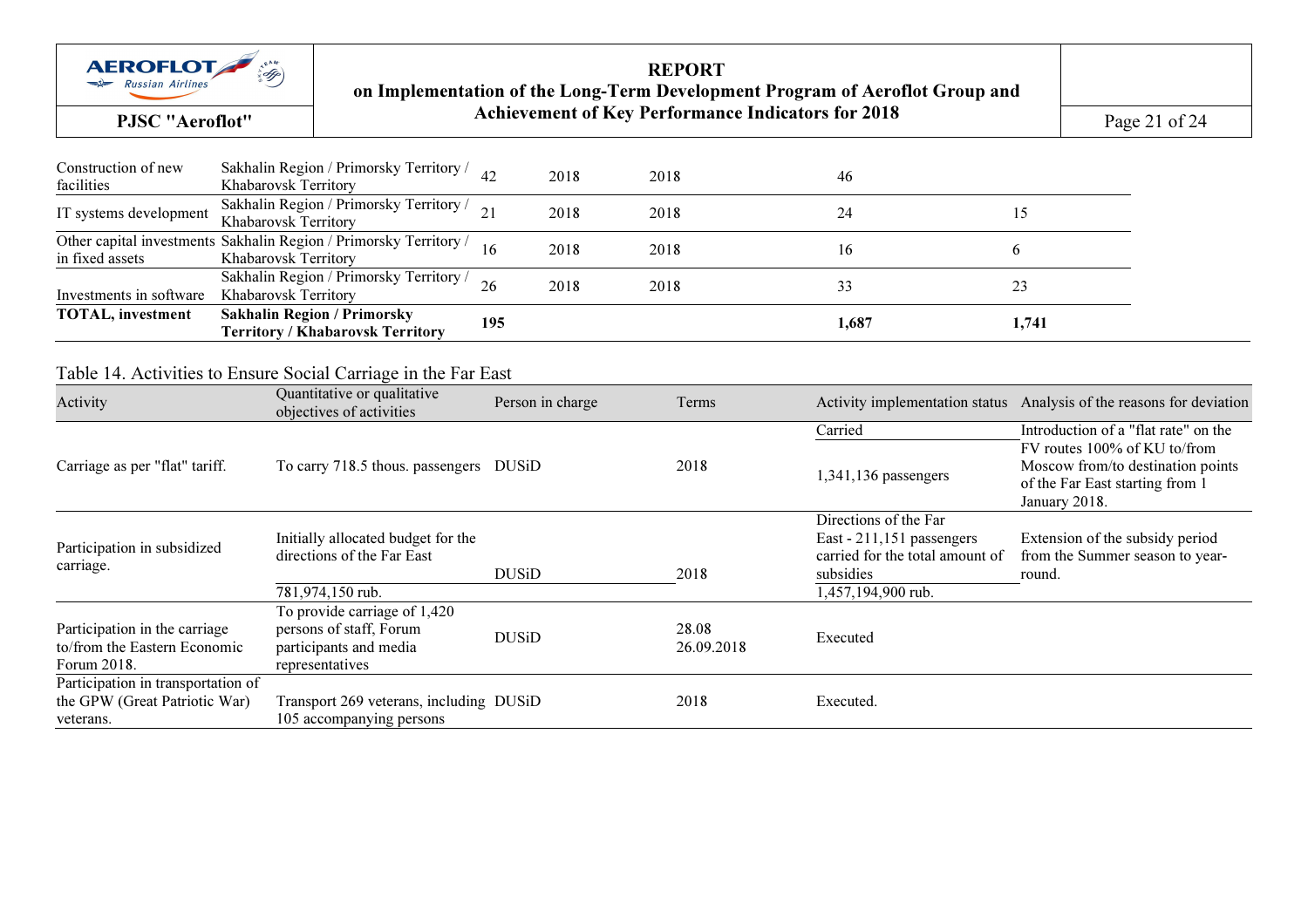| | | | | | | |
|---|---|---|---|---|---|---|
| Construction of new facilities | Sakhalin Region / Primorsky Territory / Khabarovsk Territory | 42 | 2018 | 2018 | 46 | |
| IT systems development | Sakhalin Region / Primorsky Territory / Khabarovsk Territory | 21 | 2018 | 2018 | 24 | 15 |
| Other capital investments in fixed assets | Sakhalin Region / Primorsky Territory / Khabarovsk Territory | 16 | 2018 | 2018 | 16 | 6 |
| Investments in software | Sakhalin Region / Primorsky Territory / Khabarovsk Territory | 26 | 2018 | 2018 | 33 | 23 |
| **TOTAL, investment** | **Sakhalin Region / Primorsky Territory / Khabarovsk Territory** | **195** | | | **1,687** | **1,741** |

Table 14. Activities to Ensure Social Carriage in the Far East

| Activity | Quantitative or qualitative objectives of activities | Person in charge | Terms | Activity implementation status | Analysis of the reasons for deviation |
|---|---|---|---|---|---|
| Carriage as per "flat" tariff. | To carry 718.5 thous. passengers | DUSiD | 2018 | Carried<br>1,341,136 passengers | Introduction of a "flat rate" on the FV routes 100% of KU to/from Moscow from/to destination points of the Far East starting from 1 January 2018. |
| Participation in subsidized carriage. | Initially allocated budget for the directions of the Far East<br>781,974,150 rub. | DUSiD | 2018 | Directions of the Far East - 211,151 passengers carried for the total amount of subsidies<br>1,457,194,900 rub. | Extension of the subsidy period from the Summer season to year-round. |
| Participation in the carriage to/from the Eastern Economic Forum 2018. | To provide carriage of 1,420 persons of staff, Forum participants and media representatives | DUSiD | 28.08<br>26.09.2018 | Executed | |
| Participation in transportation of the GPW (Great Patriotic War) veterans. | Transport 269 veterans, including 105 accompanying persons | DUSiD | 2018 | Executed. | |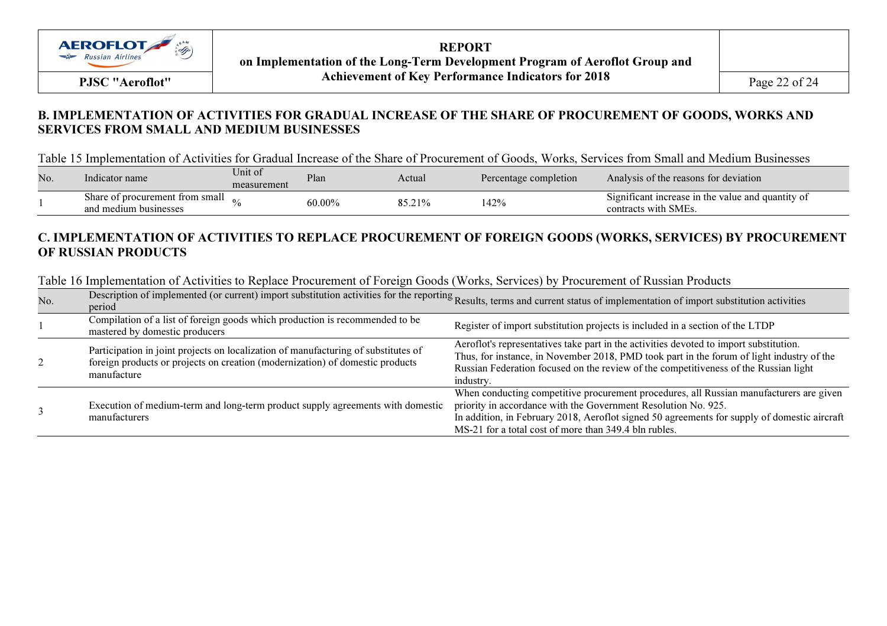## B. IMPLEMENTATION OF ACTIVITIES FOR GRADUAL INCREASE OF THE SHARE OF PROCUREMENT OF GOODS, WORKS AND SERVICES FROM SMALL AND MEDIUM BUSINESSES

Table 15 Implementation of Activities for Gradual Increase of the Share of Procurement of Goods, Works, Services from Small and Medium Businesses

| No. | Indicator name | Unit of measurement | Plan | Actual | Percentage completion | Analysis of the reasons for deviation |
|---|---|---|---|---|---|---|
| 1 | Share of procurement from small and medium businesses | % | 60.00% | 85.21% | 142% | Significant increase in the value and quantity of contracts with SMEs. |

## C. IMPLEMENTATION OF ACTIVITIES TO REPLACE PROCUREMENT OF FOREIGN GOODS (WORKS, SERVICES) BY PROCUREMENT OF RUSSIAN PRODUCTS

Table 16 Implementation of Activities to Replace Procurement of Foreign Goods (Works, Services) by Procurement of Russian Products

| No. | Description of implemented (or current) import substitution activities for the reporting period | Results, terms and current status of implementation of import substitution activities |
|---|---|---|
| 1 | Compilation of a list of foreign goods which production is recommended to be mastered by domestic producers | Register of import substitution projects is included in a section of the LTDP |
| 2 | Participation in joint projects on localization of manufacturing of substitutes of foreign products or projects on creation (modernization) of domestic products manufacture | Aeroflot's representatives take part in the activities devoted to import substitution. Thus, for instance, in November 2018, PMD took part in the forum of light industry of the Russian Federation focused on the review of the competitiveness of the Russian light industry. |
| 3 | Execution of medium-term and long-term product supply agreements with domestic manufacturers | When conducting competitive procurement procedures, all Russian manufacturers are given priority in accordance with the Government Resolution No. 925. In addition, in February 2018, Aeroflot signed 50 agreements for supply of domestic aircraft MS-21 for a total cost of more than 349.4 bln rubles. |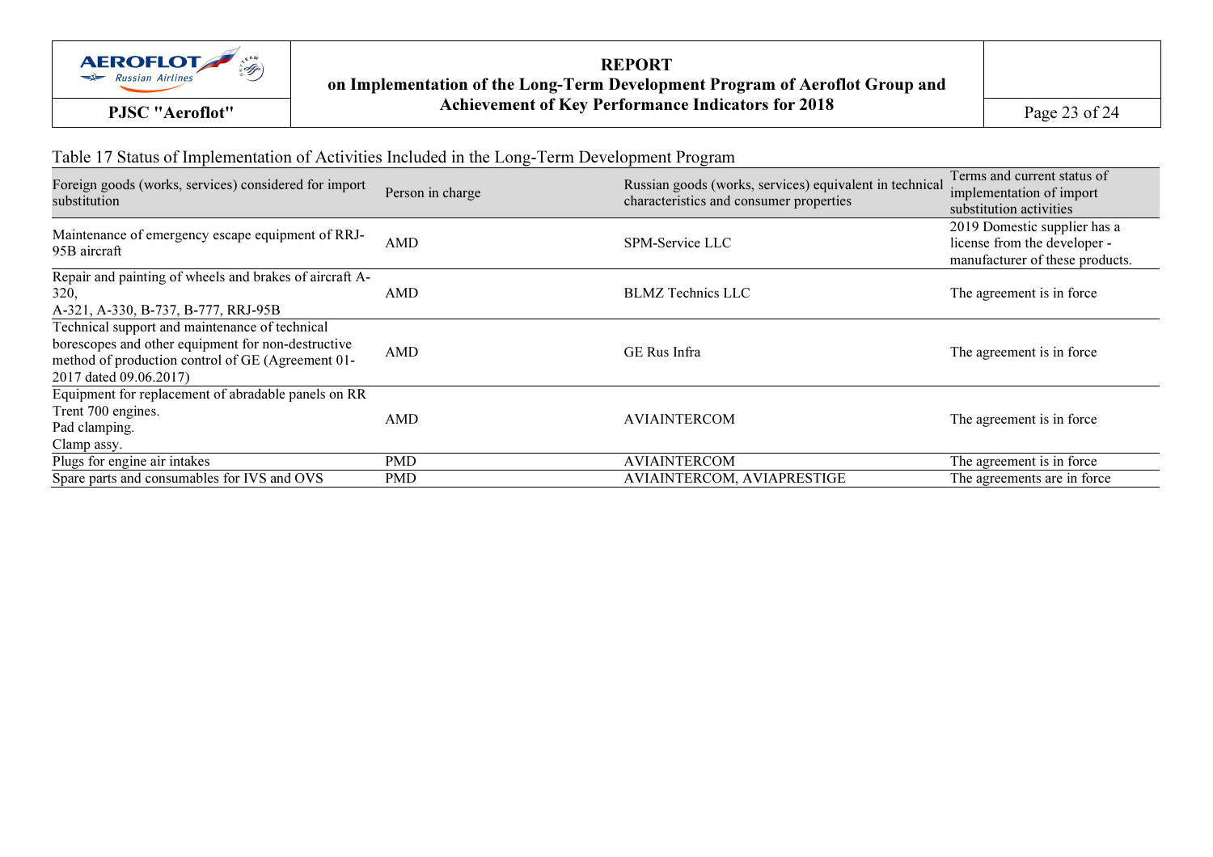Table 17 Status of Implementation of Activities Included in the Long-Term Development Program

| Foreign goods (works, services) considered for import substitution | Person in charge | Russian goods (works, services) equivalent in technical characteristics and consumer properties | Terms and current status of implementation of import substitution activities |
|---|---|---|---|
| Maintenance of emergency escape equipment of RRJ-95B aircraft | AMD | SPM-Service LLC | 2019 Domestic supplier has a license from the developer - manufacturer of these products. |
| Repair and painting of wheels and brakes of aircraft A-320, A-321, A-330, B-737, B-777, RRJ-95B | AMD | BLMZ Technics LLC | The agreement is in force |
| Technical support and maintenance of technical borescopes and other equipment for non-destructive method of production control of GE (Agreement 01-2017 dated 09.06.2017) | AMD | GE Rus Infra | The agreement is in force |
| Equipment for replacement of abradable panels on RR Trent 700 engines. Pad clamping. Clamp assy. | AMD | AVIAINTERCOM | The agreement is in force |
| Plugs for engine air intakes | PMD | AVIAINTERCOM | The agreement is in force |
| Spare parts and consumables for IVS and OVS | PMD | AVIAINTERCOM, AVIAPRESTIGE | The agreements are in force |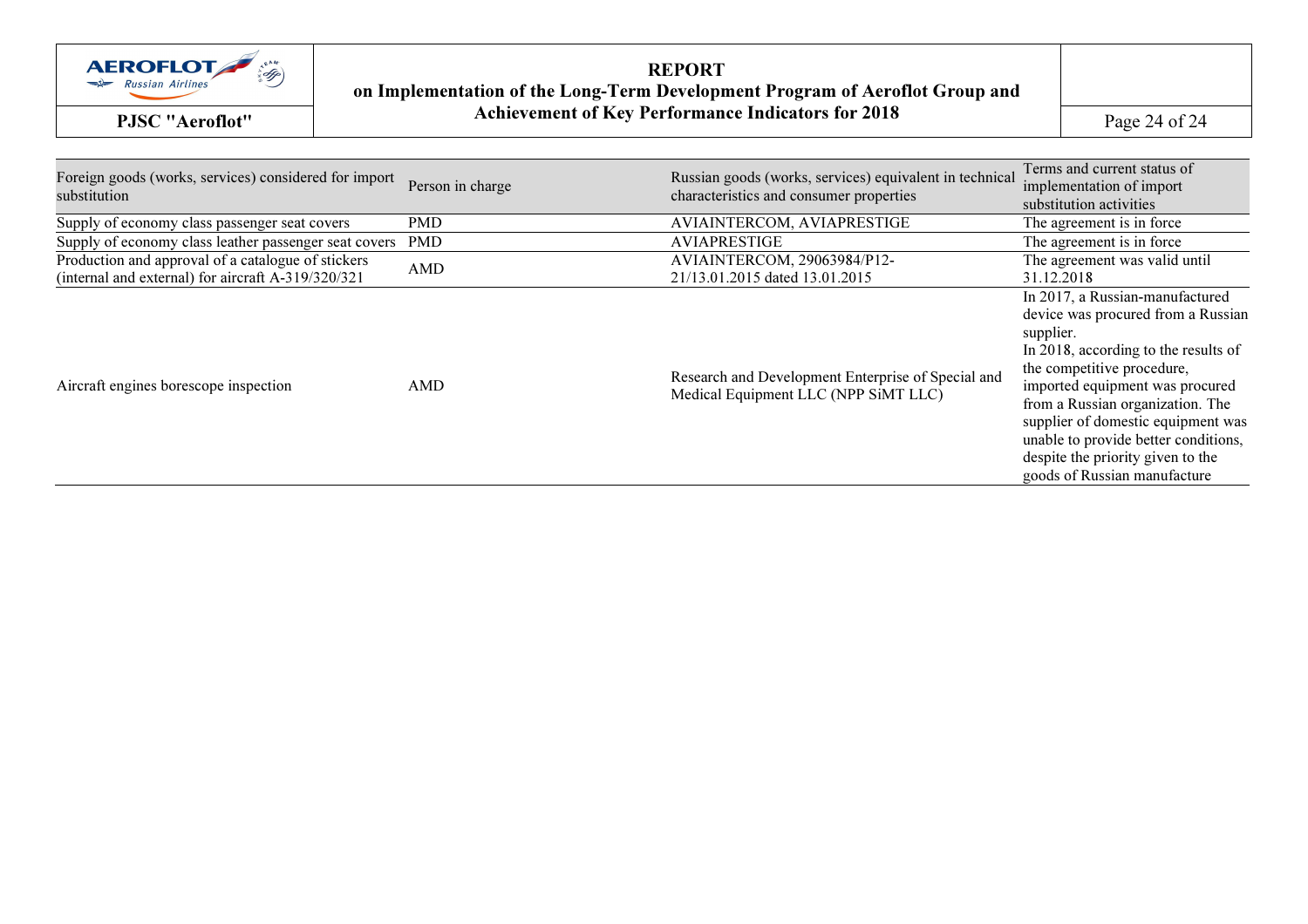| Foreign goods (works, services) considered for import substitution | Person in charge | Russian goods (works, services) equivalent in technical characteristics and consumer properties | Terms and current status of implementation of import substitution activities |
|---|---|---|---|
| Supply of economy class passenger seat covers | PMD | AVIAINTERCOM, AVIAPRESTIGE | The agreement is in force |
| Supply of economy class leather passenger seat covers | PMD | AVIAPRESTIGE | The agreement is in force |
| Production and approval of a catalogue of stickers (internal and external) for aircraft A-319/320/321 | AMD | AVIAINTERCOM, 29063984/P12-21/13.01.2015 dated 13.01.2015 | The agreement was valid until 31.12.2018 |
| Aircraft engines borescope inspection | AMD | Research and Development Enterprise of Special and Medical Equipment LLC (NPP SiMT LLC) | In 2017, a Russian-manufactured device was procured from a Russian supplier. In 2018, according to the results of the competitive procedure, imported equipment was procured from a Russian organization. The supplier of domestic equipment was unable to provide better conditions, despite the priority given to the goods of Russian manufacture |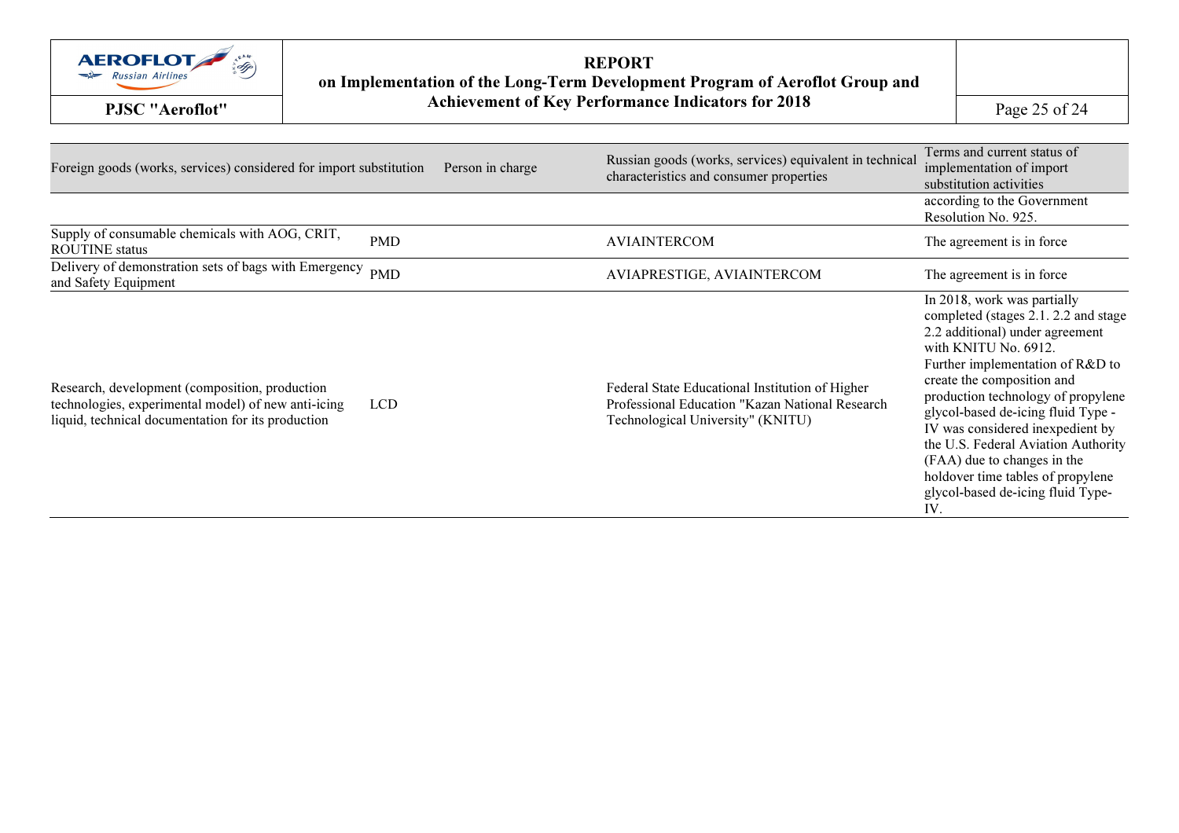| Foreign goods (works, services) considered for import substitution | Person in charge | Russian goods (works, services) equivalent in technical characteristics and consumer properties | Terms and current status of implementation of import substitution activities |
|---|---|---|---|
| | | | according to the Government Resolution No. 925. |
| Supply of consumable chemicals with AOG, CRIT, ROUTINE status | PMD | AVIAINTERCOM | The agreement is in force |
| Delivery of demonstration sets of bags with Emergency and Safety Equipment | PMD | AVIAPRESTIGE, AVIAINTERCOM | The agreement is in force |
| Research, development (composition, production technologies, experimental model) of new anti-icing liquid, technical documentation for its production | LCD | Federal State Educational Institution of Higher Professional Education "Kazan National Research Technological University" (KNITU) | In 2018, work was partially completed (stages 2.1. 2.2 and stage 2.2 additional) under agreement with KNITU No. 6912. Further implementation of R&D to create the composition and production technology of propylene glycol-based de-icing fluid Type - IV was considered inexpedient by the U.S. Federal Aviation Authority (FAA) due to changes in the holdover time tables of propylene glycol-based de-icing fluid Type-IV. |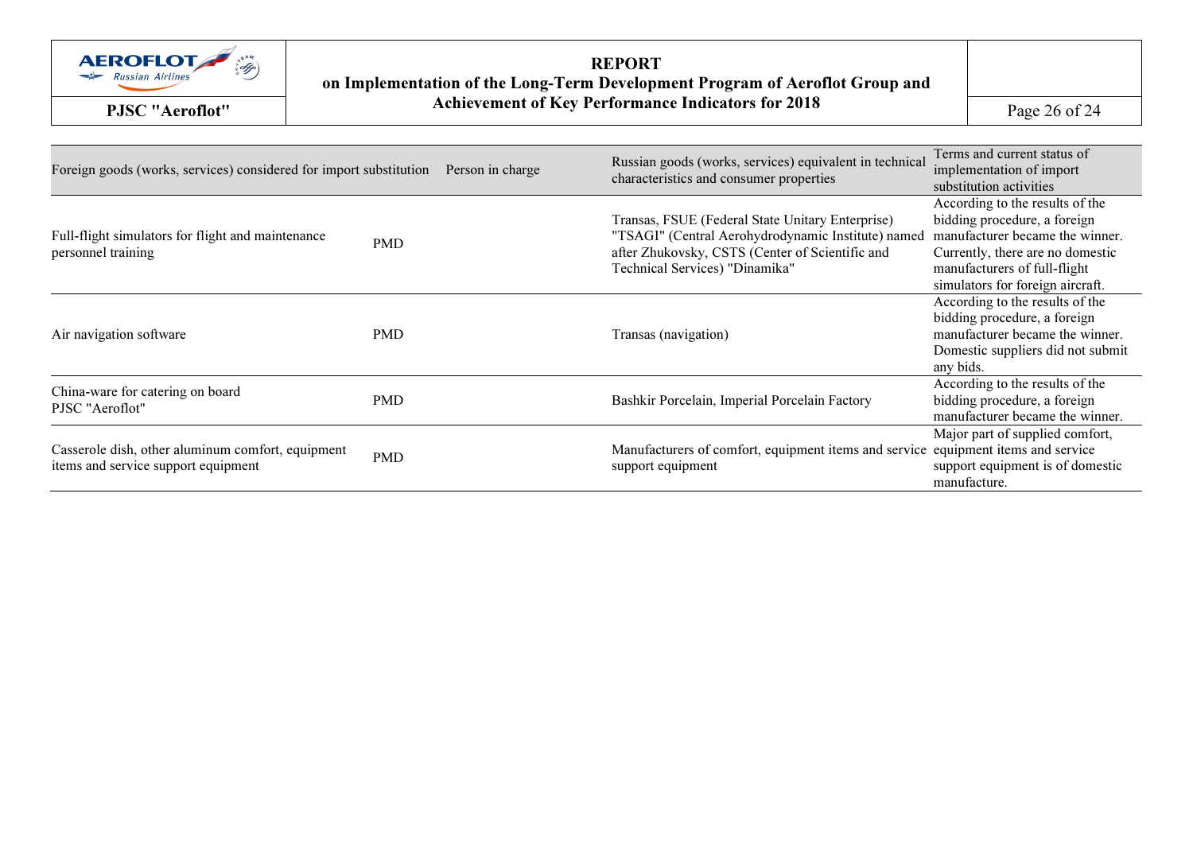| Foreign goods (works, services) considered for import substitution | Person in charge | Russian goods (works, services) equivalent in technical characteristics and consumer properties | Terms and current status of implementation of import substitution activities |
|---|---|---|---|
| Full-flight simulators for flight and maintenance personnel training | PMD | Transas, FSUE (Federal State Unitary Enterprise) "TSAGI" (Central Aerohydrodynamic Institute) named after Zhukovsky, CSTS (Center of Scientific and Technical Services) "Dinamika" | According to the results of the bidding procedure, a foreign manufacturer became the winner. Currently, there are no domestic manufacturers of full-flight simulators for foreign aircraft. |
| Air navigation software | PMD | Transas (navigation) | According to the results of the bidding procedure, a foreign manufacturer became the winner. Domestic suppliers did not submit any bids. |
| China-ware for catering on board PJSC "Aeroflot" | PMD | Bashkir Porcelain, Imperial Porcelain Factory | According to the results of the bidding procedure, a foreign manufacturer became the winner. |
| Casserole dish, other aluminum comfort, equipment items and service support equipment | PMD | Manufacturers of comfort, equipment items and service support equipment | Major part of supplied comfort, equipment items and service support equipment is of domestic manufacture. |